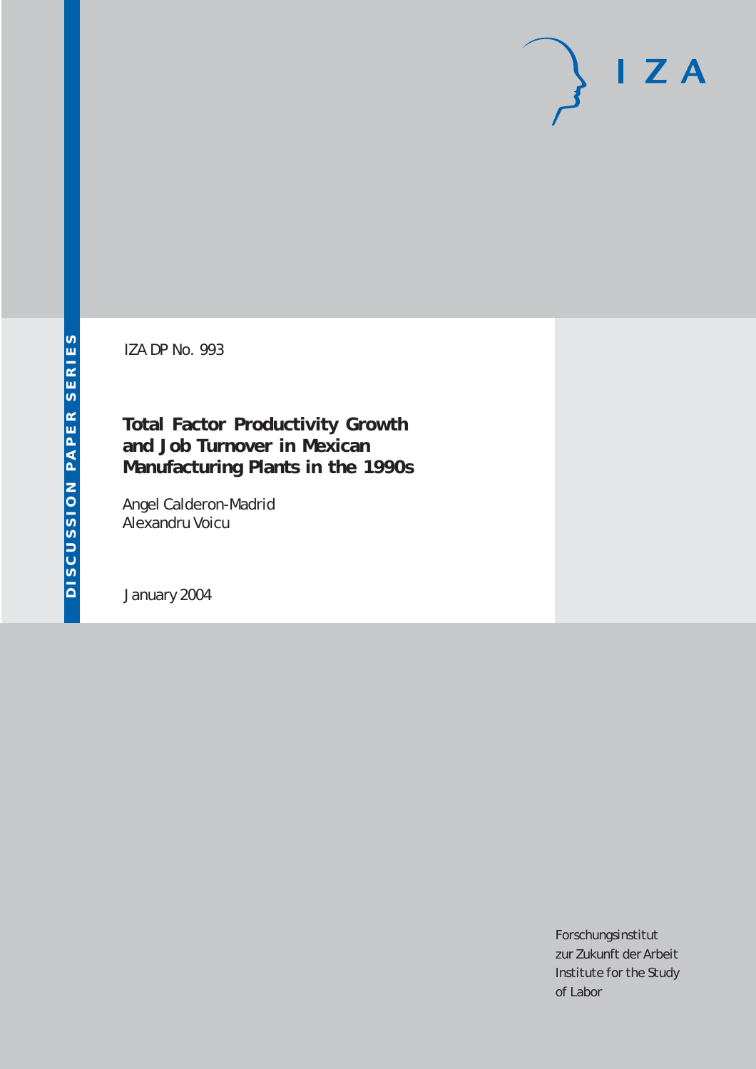DISCUSSION PAPER SERIES

IZA DP No. 993

# Total Factor Productivity Growth and Job Turnover in Mexican Manufacturing Plants in the 1990s

Angel Calderon-Madrid
Alexandru Voicu

January 2004

Forschungsinstitut
zur Zukunft der Arbeit
Institute for the Study
of Labor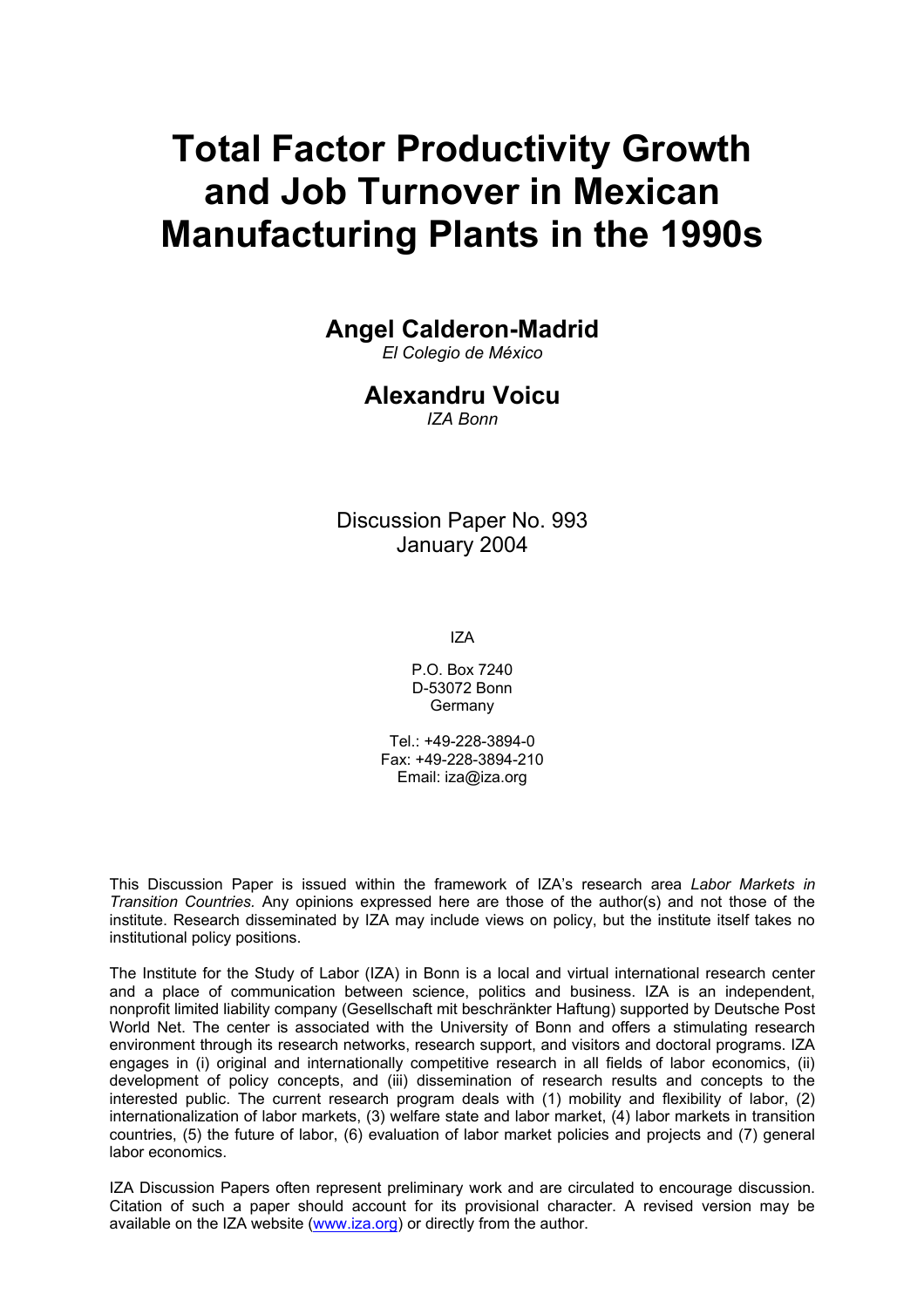# Total Factor Productivity Growth and Job Turnover in Mexican Manufacturing Plants in the 1990s

## Angel Calderon-Madrid

*El Colegio de México*

## Alexandru Voicu

*IZA Bonn*

Discussion Paper No. 993
January 2004

IZA

P.O. Box 7240
D-53072 Bonn
Germany

Tel.: +49-228-3894-0
Fax: +49-228-3894-210
Email: iza@iza.org

This Discussion Paper is issued within the framework of IZA's research area *Labor Markets in Transition Countries.* Any opinions expressed here are those of the author(s) and not those of the institute. Research disseminated by IZA may include views on policy, but the institute itself takes no institutional policy positions.

The Institute for the Study of Labor (IZA) in Bonn is a local and virtual international research center and a place of communication between science, politics and business. IZA is an independent, nonprofit limited liability company (Gesellschaft mit beschränkter Haftung) supported by Deutsche Post World Net. The center is associated with the University of Bonn and offers a stimulating research environment through its research networks, research support, and visitors and doctoral programs. IZA engages in (i) original and internationally competitive research in all fields of labor economics, (ii) development of policy concepts, and (iii) dissemination of research results and concepts to the interested public. The current research program deals with (1) mobility and flexibility of labor, (2) internationalization of labor markets, (3) welfare state and labor market, (4) labor markets in transition countries, (5) the future of labor, (6) evaluation of labor market policies and projects and (7) general labor economics.

IZA Discussion Papers often represent preliminary work and are circulated to encourage discussion. Citation of such a paper should account for its provisional character. A revised version may be available on the IZA website (www.iza.org) or directly from the author.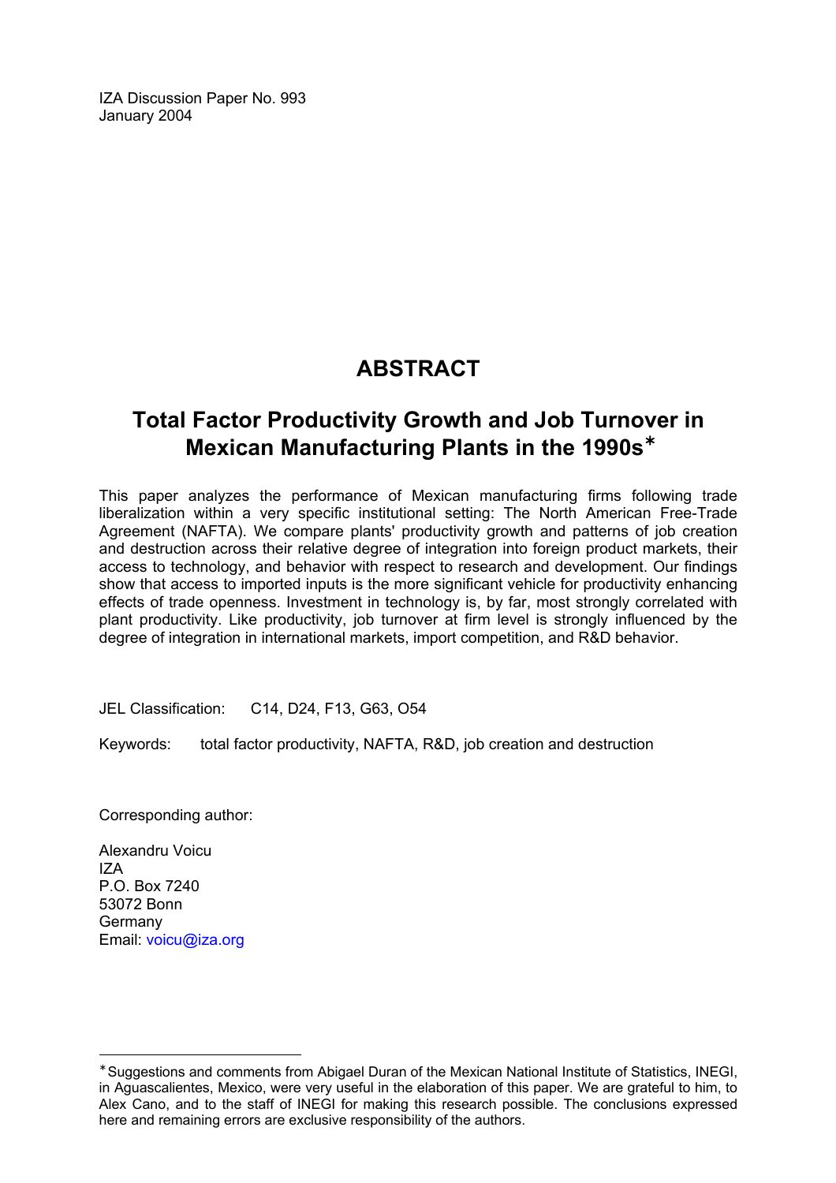IZA Discussion Paper No. 993
January 2004

# ABSTRACT

## Total Factor Productivity Growth and Job Turnover in Mexican Manufacturing Plants in the 1990s*

This paper analyzes the performance of Mexican manufacturing firms following trade liberalization within a very specific institutional setting: The North American Free-Trade Agreement (NAFTA). We compare plants' productivity growth and patterns of job creation and destruction across their relative degree of integration into foreign product markets, their access to technology, and behavior with respect to research and development. Our findings show that access to imported inputs is the more significant vehicle for productivity enhancing effects of trade openness. Investment in technology is, by far, most strongly correlated with plant productivity. Like productivity, job turnover at firm level is strongly influenced by the degree of integration in international markets, import competition, and R&D behavior.

JEL Classification: C14, D24, F13, G63, O54

Keywords: total factor productivity, NAFTA, R&D, job creation and destruction

Corresponding author:

Alexandru Voicu
IZA
P.O. Box 7240
53072 Bonn
Germany
Email: voicu@iza.org

---

* Suggestions and comments from Abigael Duran of the Mexican National Institute of Statistics, INEGI, in Aguascalientes, Mexico, were very useful in the elaboration of this paper. We are grateful to him, to Alex Cano, and to the staff of INEGI for making this research possible. The conclusions expressed here and remaining errors are exclusive responsibility of the authors.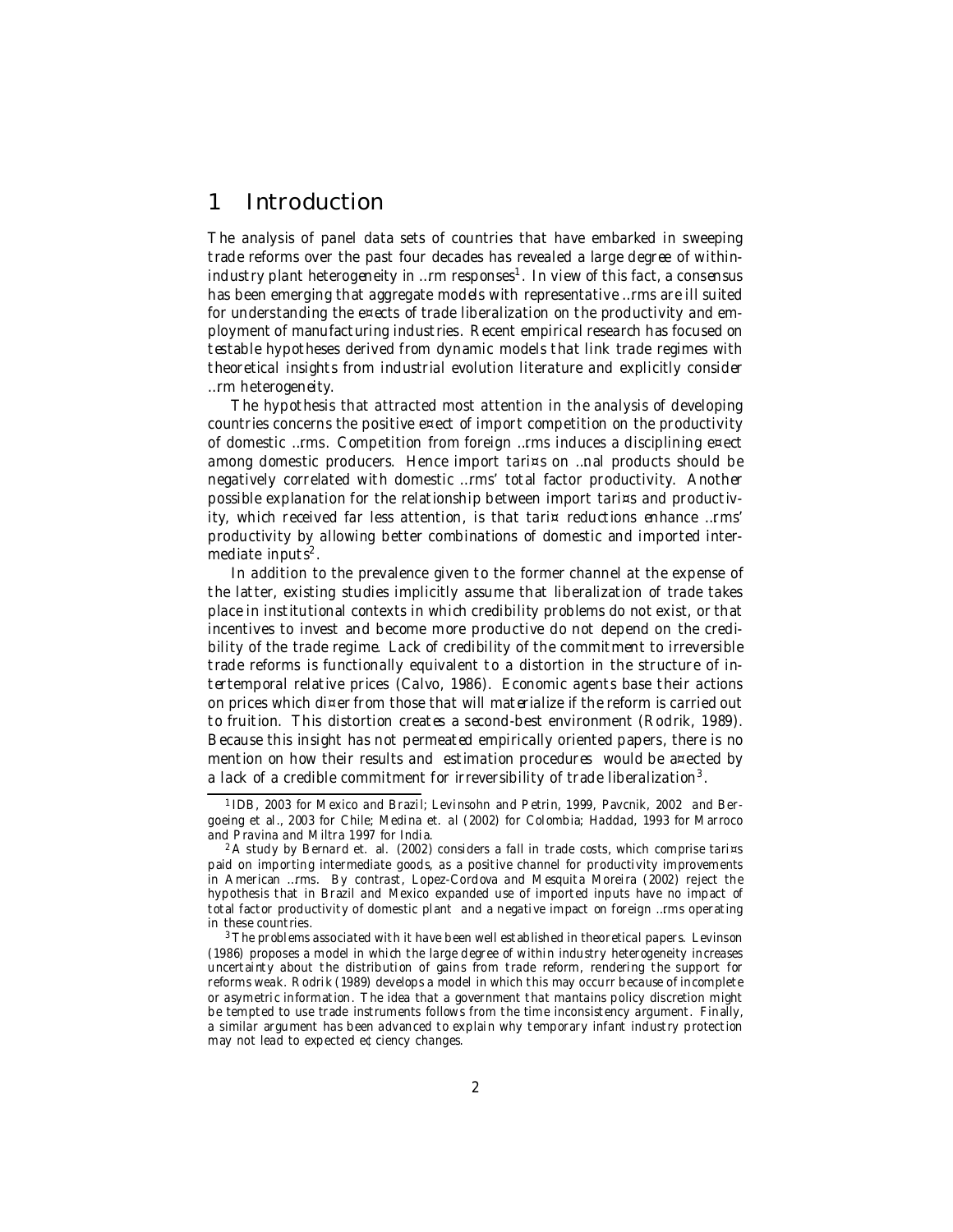## 1 Introduction

The analysis of panel data sets of countries that have embarked in sweeping trade reforms over the past four decades has revealed a large degree of within-industry plant heterogeneity in firm responses[1]. In view of this fact, a consensus has been emerging that aggregate models with representative firms are ill suited for understanding the effects of trade liberalization on the productivity and employment of manufacturing industries. Recent empirical research has focused on testable hypotheses derived from dynamic models that link trade regimes with theoretical insights from industrial evolution literature and explicitly consider firm heterogeneity.

The hypothesis that attracted most attention in the analysis of developing countries concerns the positive effect of import competition on the productivity of domestic firms. Competition from foreign firms induces a disciplining effect among domestic producers. Hence import tariffs on final products should be negatively correlated with domestic firms' total factor productivity. Another possible explanation for the relationship between import tariffs and productivity, which received far less attention, is that tariff reductions enhance firms' productivity by allowing better combinations of domestic and imported intermediate inputs[2].

In addition to the prevalence given to the former channel at the expense of the latter, existing studies implicitly assume that liberalization of trade takes place in institutional contexts in which credibility problems do not exist, or that incentives to invest and become more productive do not depend on the credibility of the trade regime. Lack of credibility of the commitment to irreversible trade reforms is functionally equivalent to a distortion in the structure of intertemporal relative prices (Calvo, 1986). Economic agents base their actions on prices which differ from those that will materialize if the reform is carried out to fruition. This distortion creates a second-best environment (Rodrik, 1989). Because this insight has not permeated empirically oriented papers, there is no mention on how their results and estimation procedures would be affected by a lack of a credible commitment for irreversibility of trade liberalization[3].

---

[1] IDB, 2003 for Mexico and Brazil; Levinsohn and Petrin, 1999, Pavcnik, 2002 and Bergoeing et al., 2003 for Chile; Medina et. al (2002) for Colombia; Haddad, 1993 for Marroco and Pravina and Miltra 1997 for India.

[2] A study by Bernard et. al. (2002) considers a fall in trade costs, which comprise tariffs paid on importing intermediate goods, as a positive channel for productivity improvements in American firms. By contrast, Lopez-Cordova and Mesquita Moreira (2002) reject the hypothesis that in Brazil and Mexico expanded use of imported inputs have no impact of total factor productivity of domestic plant and a negative impact on foreign firms operating in these countries.

[3] The problems associated with it have been well established in theoretical papers. Levinson (1986) proposes a model in which the large degree of within industry heterogeneity increases uncertainty about the distribution of gains from trade reform, rendering the support for reforms weak. Rodrik (1989) develops a model in which this may occurr because of incomplete or asymetric information. The idea that a government that mantains policy discretion might be tempted to use trade instruments follows from the time inconsistency argument. Finally, a similar argument has been advanced to explain why temporary infant industry protection may not lead to expected efficiency changes.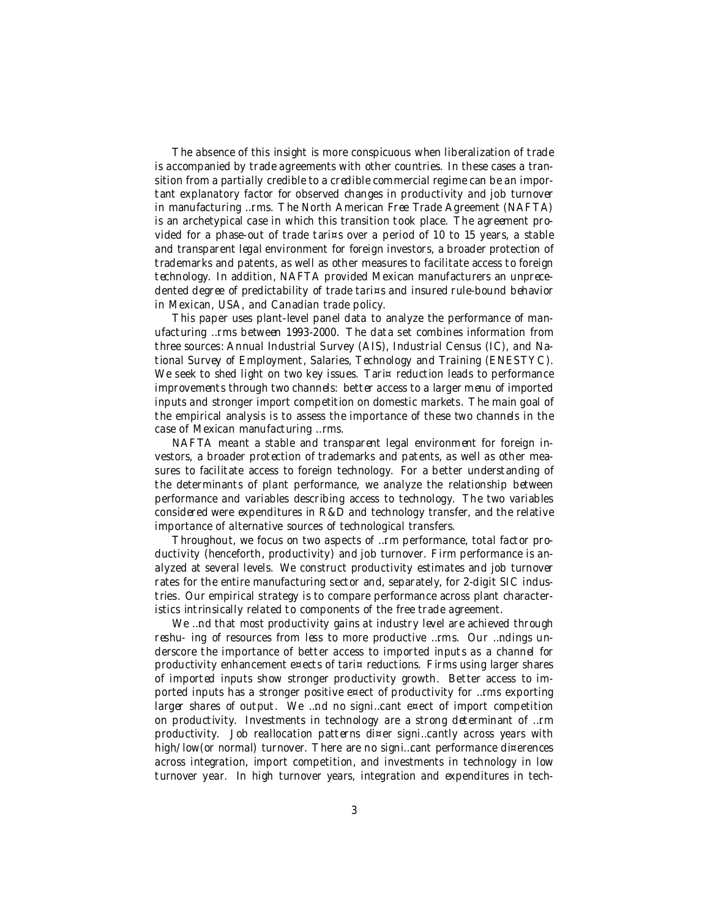The absence of this insight is more conspicuous when liberalization of trade is accompanied by trade agreements with other countries. In these cases a transition from a partially credible to a credible commercial regime can be an important explanatory factor for observed changes in productivity and job turnover in manufacturing firms. The North American Free Trade Agreement (NAFTA) is an archetypical case in which this transition took place. The agreement provided for a phase-out of trade tariffs over a period of 10 to 15 years, a stable and transparent legal environment for foreign investors, a broader protection of trademarks and patents, as well as other measures to facilitate access to foreign technology. In addition, NAFTA provided Mexican manufacturers an unprecedented degree of predictability of trade tariffs and insured rule-bound behavior in Mexican, USA, and Canadian trade policy.

This paper uses plant-level panel data to analyze the performance of manufacturing firms between 1993-2000. The data set combines information from three sources: Annual Industrial Survey (AIS), Industrial Census (IC), and National Survey of Employment, Salaries, Technology and Training (ENESTYC). We seek to shed light on two key issues. Tariff reduction leads to performance improvements through two channels: better access to a larger menu of imported inputs and stronger import competition on domestic markets. The main goal of the empirical analysis is to assess the importance of these two channels in the case of Mexican manufacturing firms.

NAFTA meant a stable and transparent legal environment for foreign investors, a broader protection of trademarks and patents, as well as other measures to facilitate access to foreign technology. For a better understanding of the determinants of plant performance, we analyze the relationship between performance and variables describing access to technology. The two variables considered were expenditures in R&D and technology transfer, and the relative importance of alternative sources of technological transfers.

Throughout, we focus on two aspects of firm performance, total factor productivity (henceforth, productivity) and job turnover. Firm performance is analyzed at several levels. We construct productivity estimates and job turnover rates for the entire manufacturing sector and, separately, for 2-digit SIC industries. Our empirical strategy is to compare performance across plant characteristics intrinsically related to components of the free trade agreement.

We find that most productivity gains at industry level are achieved through reshu- ing of resources from less to more productive firms. Our findings underscore the importance of better access to imported inputs as a channel for productivity enhancement effects of tariff reductions. Firms using larger shares of imported inputs show stronger productivity growth. Better access to imported inputs has a stronger positive effect of productivity for firms exporting larger shares of output. We find no significant effect of import competition on productivity. Investments in technology are a strong determinant of firm productivity. Job reallocation patterns differ significantly across years with high/low(or normal) turnover. There are no significant performance differences across integration, import competition, and investments in technology in low turnover year. In high turnover years, integration and expenditures in tech-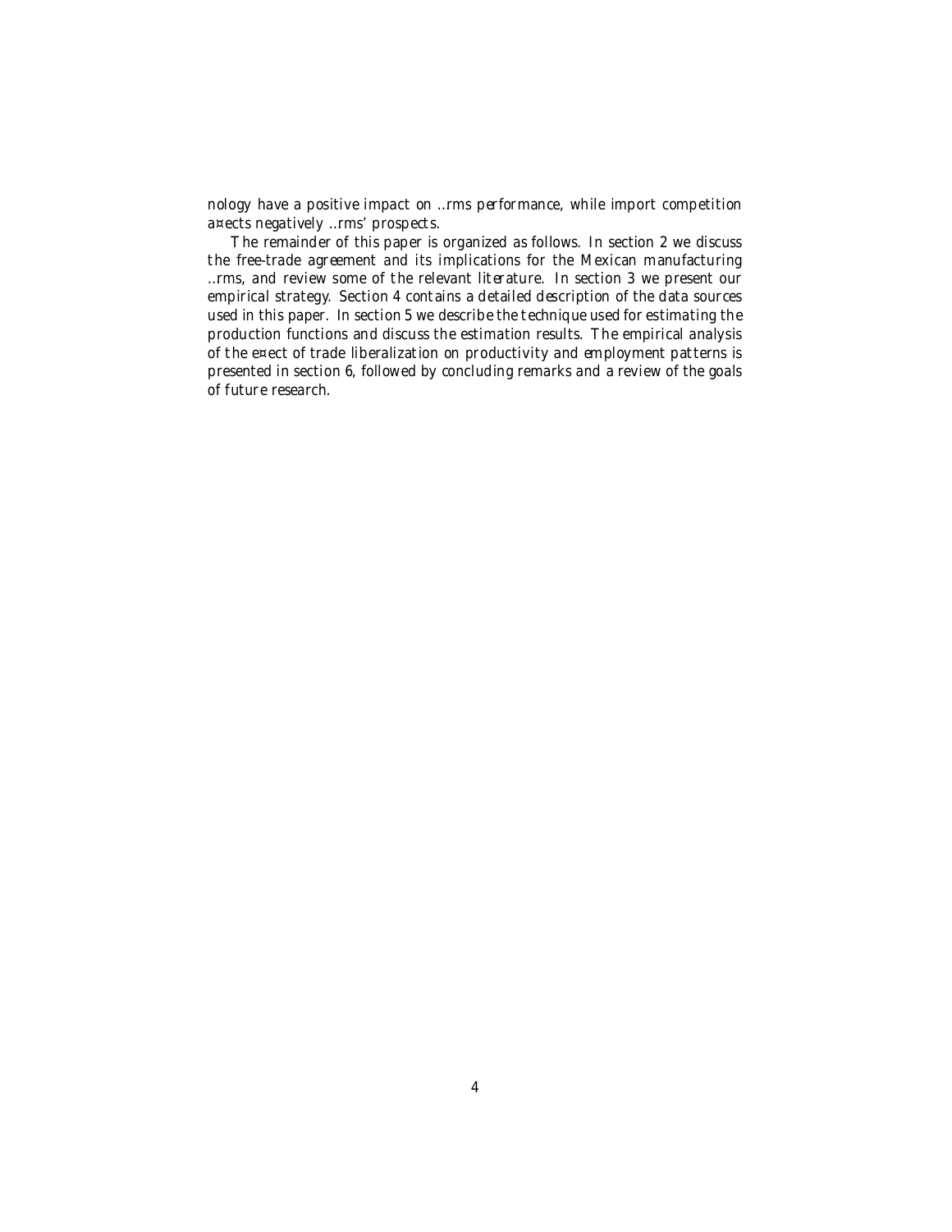nology have a positive impact on ..rms performance, while import competition a¤ects negatively ..rms' prospects.

The remainder of this paper is organized as follows. In section 2 we discuss the free-trade agreement and its implications for the Mexican manufacturing ..rms, and review some of the relevant literature. In section 3 we present our empirical strategy. Section 4 contains a detailed description of the data sources used in this paper. In section 5 we describe the technique used for estimating the production functions and discuss the estimation results. The empirical analysis of the e¤ect of trade liberalization on productivity and employment patterns is presented in section 6, followed by concluding remarks and a review of the goals of future research.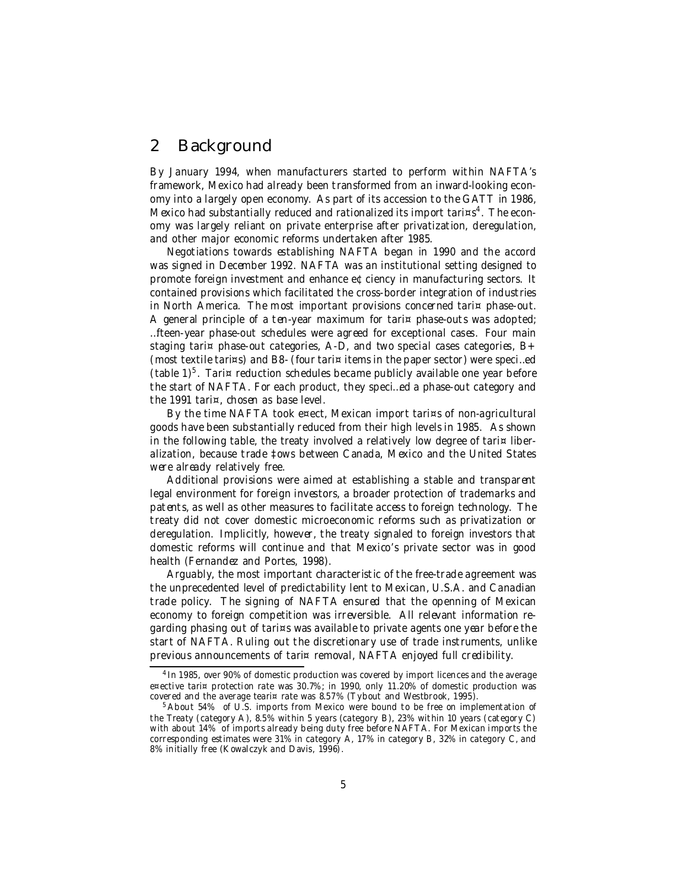## 2 Background

By January 1994, when manufacturers started to perform within NAFTA's framework, Mexico had already been transformed from an inward-looking economy into a largely open economy. As part of its accession to the GATT in 1986, Mexico had substantially reduced and rationalized its import tariffs[4]. The economy was largely reliant on private enterprise after privatization, deregulation, and other major economic reforms undertaken after 1985.

Negotiations towards establishing NAFTA began in 1990 and the accord was signed in December 1992. NAFTA was an institutional setting designed to promote foreign investment and enhance efficiency in manufacturing sectors. It contained provisions which facilitated the cross-border integration of industries in North America. The most important provisions concerned tariff phase-out. A general principle of a ten-year maximum for tariff phase-outs was adopted; fifteen-year phase-out schedules were agreed for exceptional cases. Four main staging tariff phase-out categories, A-D, and two special cases categories, B+ (most textile tariffs) and B8- (four tariff items in the paper sector) were specified (table 1)[5]. Tariff reduction schedules became publicly available one year before the start of NAFTA. For each product, they specified a phase-out category and the 1991 tariff, chosen as base level.

By the time NAFTA took effect, Mexican import tariffs of non-agricultural goods have been substantially reduced from their high levels in 1985. As shown in the following table, the treaty involved a relatively low degree of tariff liberalization, because trade flows between Canada, Mexico and the United States were already relatively free.

Additional provisions were aimed at establishing a stable and transparent legal environment for foreign investors, a broader protection of trademarks and patents, as well as other measures to facilitate access to foreign technology. The treaty did not cover domestic microeconomic reforms such as privatization or deregulation. Implicitly, however, the treaty signaled to foreign investors that domestic reforms will continue and that Mexico's private sector was in good health (Fernandez and Portes, 1998).

Arguably, the most important characteristic of the free-trade agreement was the unprecedented level of predictability lent to Mexican, U.S.A. and Canadian trade policy. The signing of NAFTA ensured that the openning of Mexican economy to foreign competition was irreversible. All relevant information regarding phasing out of tariffs was available to private agents one year before the start of NAFTA. Ruling out the discretionary use of trade instruments, unlike previous announcements of tariff removal, NAFTA enjoyed full credibility.

[4] In 1985, over 90% of domestic production was covered by import licences and the average effective tariff protection rate was 30.7%; in 1990, only 11.20% of domestic production was covered and the average teariff rate was 8.57% (Tybout and Westbrook, 1995).

[5] About 54% of U.S. imports from Mexico were bound to be free on implementation of the Treaty (category A), 8.5% within 5 years (category B), 23% within 10 years (category C) with about 14% of imports already being duty free before NAFTA. For Mexican imports the corresponding estimates were 31% in category A, 17% in category B, 32% in category C, and 8% initially free (Kowalczyk and Davis, 1996).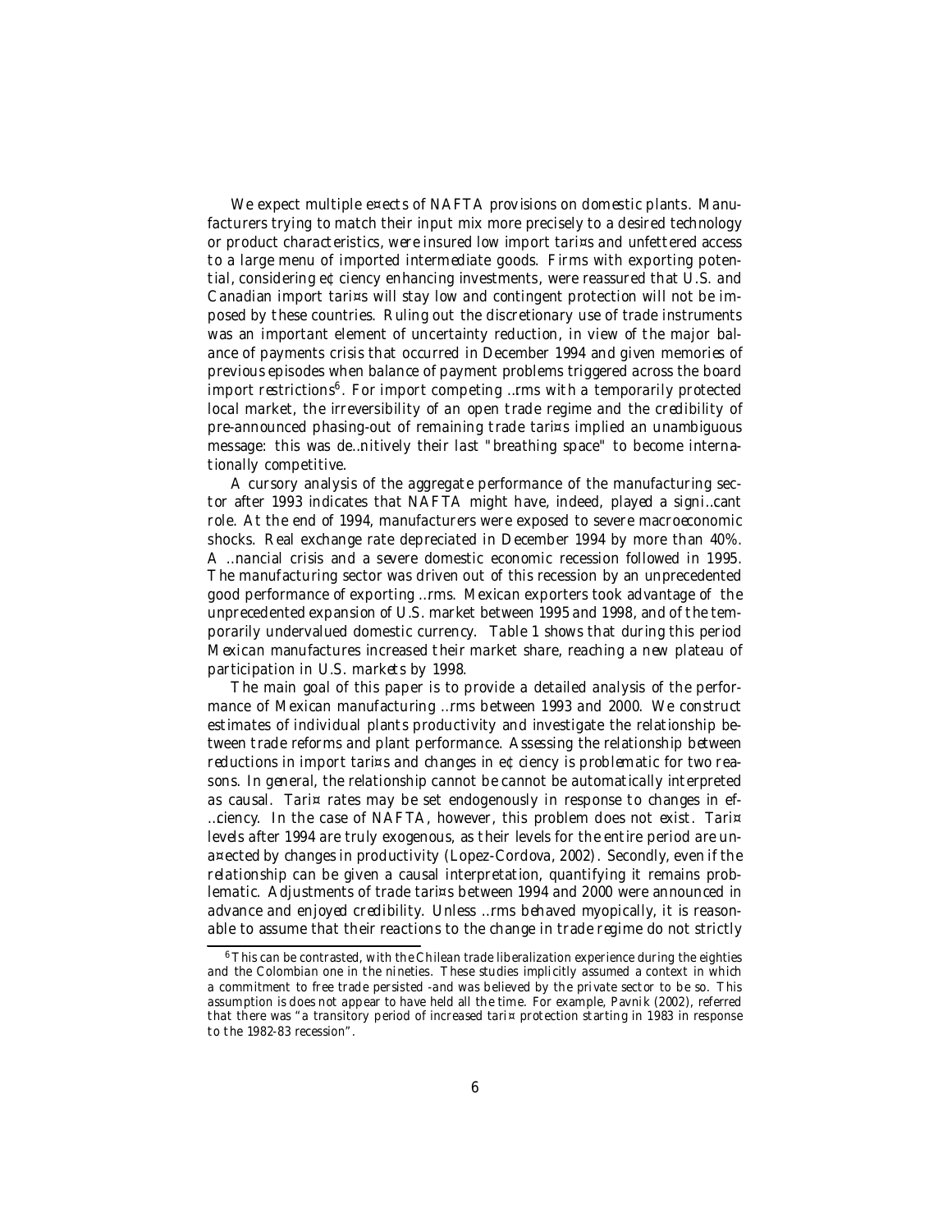We expect multiple effects of NAFTA provisions on domestic plants. Manufacturers trying to match their input mix more precisely to a desired technology or product characteristics, were insured low import tariffs and unfettered access to a large menu of imported intermediate goods. Firms with exporting potential, considering efficiency enhancing investments, were reassured that U.S. and Canadian import tariffs will stay low and contingent protection will not be imposed by these countries. Ruling out the discretionary use of trade instruments was an important element of uncertainty reduction, in view of the major balance of payments crisis that occurred in December 1994 and given memories of previous episodes when balance of payment problems triggered across the board import restrictions[6]. For import competing firms with a temporarily protected local market, the irreversibility of an open trade regime and the credibility of pre-announced phasing-out of remaining trade tariffs implied an unambiguous message: this was definitively their last "breathing space" to become internationally competitive.

A cursory analysis of the aggregate performance of the manufacturing sector after 1993 indicates that NAFTA might have, indeed, played a significant role. At the end of 1994, manufacturers were exposed to severe macroeconomic shocks. Real exchange rate depreciated in December 1994 by more than 40%. A financial crisis and a severe domestic economic recession followed in 1995. The manufacturing sector was driven out of this recession by an unprecedented good performance of exporting firms. Mexican exporters took advantage of the unprecedented expansion of U.S. market between 1995 and 1998, and of the temporarily undervalued domestic currency. Table 1 shows that during this period Mexican manufactures increased their market share, reaching a new plateau of participation in U.S. markets by 1998.

The main goal of this paper is to provide a detailed analysis of the performance of Mexican manufacturing firms between 1993 and 2000. We construct estimates of individual plants productivity and investigate the relationship between trade reforms and plant performance. Assessing the relationship between reductions in import tariffs and changes in efficiency is problematic for two reasons. In general, the relationship cannot be cannot be automatically interpreted as causal. Tariff rates may be set endogenously in response to changes in efficiency. In the case of NAFTA, however, this problem does not exist. Tariff levels after 1994 are truly exogenous, as their levels for the entire period are unaffected by changes in productivity (Lopez-Cordova, 2002). Secondly, even if the relationship can be given a causal interpretation, quantifying it remains problematic. Adjustments of trade tariffs between 1994 and 2000 were announced in advance and enjoyed credibility. Unless firms behaved myopically, it is reasonable to assume that their reactions to the change in trade regime do not strictly

[6] This can be contrasted, with the Chilean trade liberalization experience during the eighties and the Colombian one in the nineties. These studies implicitly assumed a context in which a commitment to free trade persisted -and was believed by the private sector to be so. This assumption is does not appear to have held all the time. For example, Pavnik (2002), referred that there was "a transitory period of increased tariff protection starting in 1983 in response to the 1982-83 recession".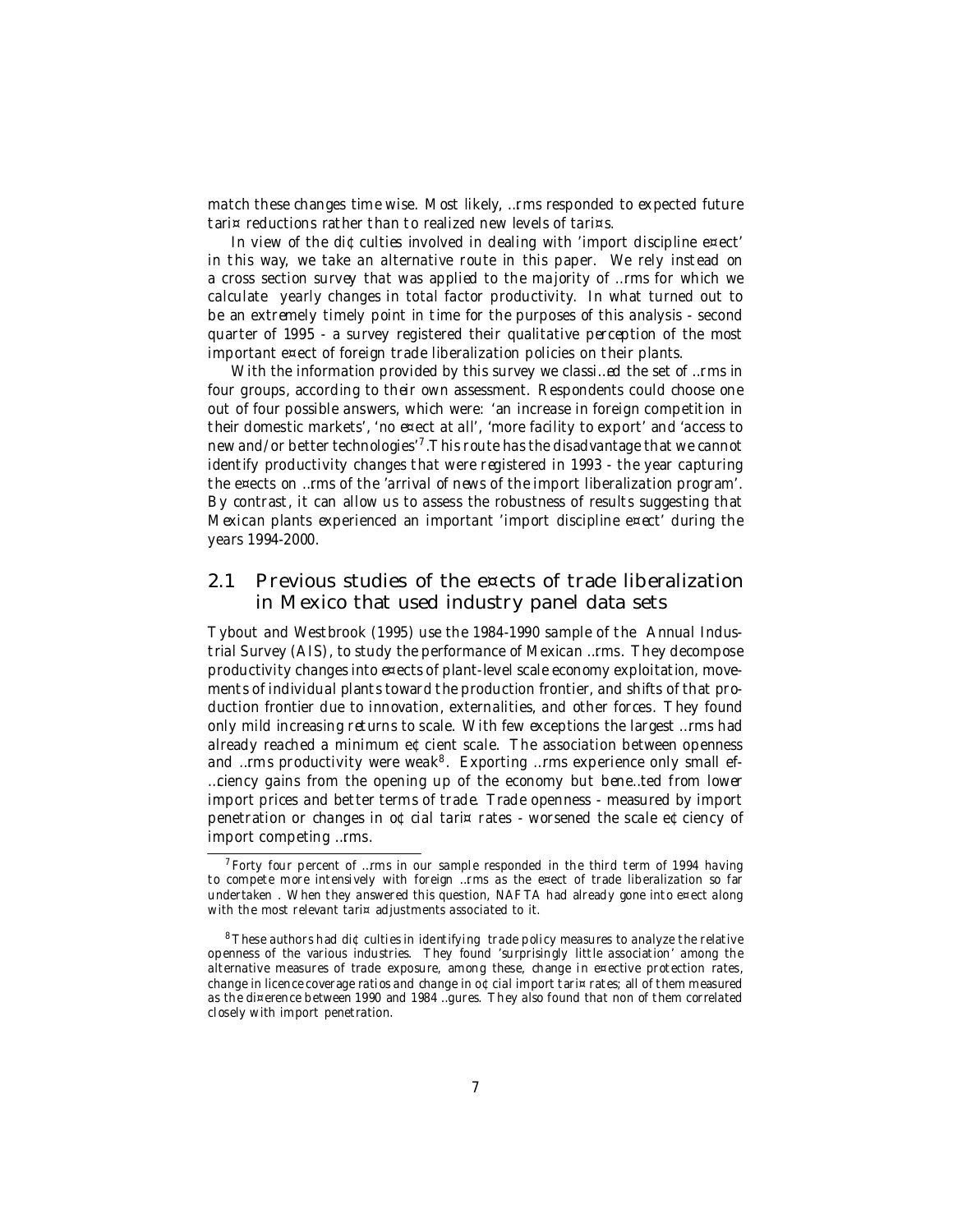match these changes time wise. Most likely, firms responded to expected future tariff reductions rather than to realized new levels of tariffs.

In view of the difficulties involved in dealing with 'import discipline effect' in this way, we take an alternative route in this paper. We rely instead on a cross section survey that was applied to the majority of firms for which we calculate yearly changes in total factor productivity. In what turned out to be an extremely timely point in time for the purposes of this analysis - second quarter of 1995 - a survey registered their qualitative *perception* of the most important effect of foreign trade liberalization policies on their plants.

With the information provided by this survey we classified the set of firms in four groups, according to their own assessment. Respondents could choose one out of four possible answers, which were: 'an increase in foreign competition in their domestic markets', 'no effect at all', 'more facility to export' and 'access to new and/or better technologies'[7]. This route has the disadvantage that we cannot identify productivity changes that were registered in 1993 - the year capturing the effects on firms of the 'arrival of news of the import liberalization program'. By contrast, it can allow us to assess the robustness of results suggesting that Mexican plants experienced an important 'import discipline effect' during the years 1994-2000.

## 2.1 Previous studies of the effects of trade liberalization in Mexico that used industry panel data sets

Tybout and Westbrook (1995) use the 1984-1990 sample of the Annual Industrial Survey (AIS), to study the performance of Mexican firms. They decompose productivity changes into effects of plant-level scale economy exploitation, movements of individual plants toward the production frontier, and shifts of that production frontier due to innovation, externalities, and other forces. They found only mild increasing returns to scale. With few exceptions the largest firms had already reached a minimum efficient scale. The association between openness and firms productivity were weak[8]. Exporting firms experience only small efficiency gains from the opening up of the economy but benefited from lower import prices and better terms of trade. Trade openness - measured by import penetration or changes in official tariff rates - worsened the scale efficiency of import competing firms.

---

[7] Forty four percent of firms in our sample responded in the third term of 1994 having to compete more intensively with foreign firms as the effect of trade liberalization so far undertaken . When they answered this question, NAFTA had already gone into effect along with the most relevant tariff adjustments associated to it.

[8] These authors had difficulties in identifying trade policy measures to analyze the relative openness of the various industries. They found 'surprisingly little association' among the alternative measures of trade exposure, among these, change in effective protection rates, change in licence coverage ratios and change in official import tariff rates; all of them measured as the difference between 1990 and 1984 figures. They also found that non of them correlated closely with import penetration.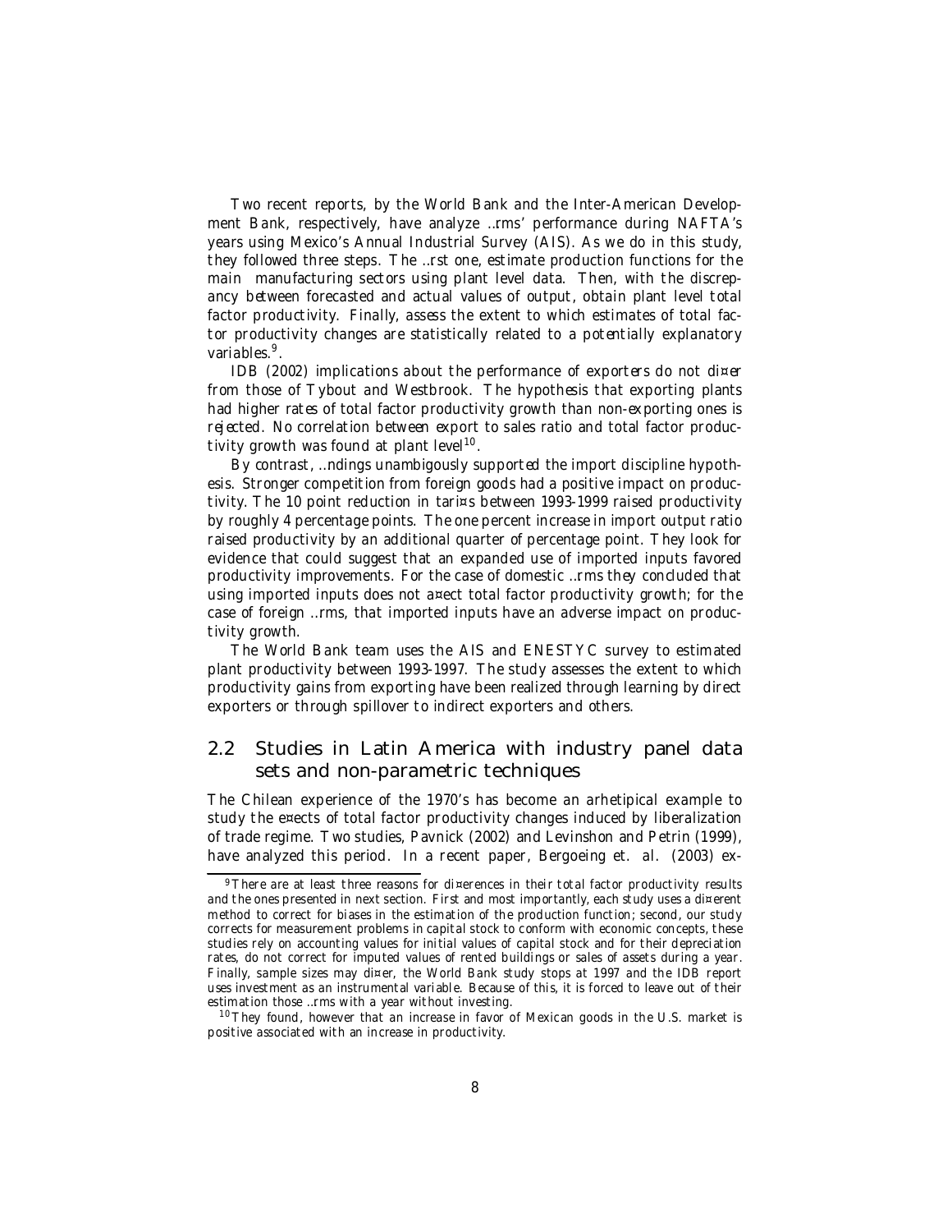Two recent reports, by the World Bank and the Inter-American Development Bank, respectively, have analyze ..rms' performance during NAFTA's years using Mexico's Annual Industrial Survey (AIS). As we do in this study, they followed three steps. The ..rst one, estimate production functions for the main manufacturing sectors using plant level data. Then, with the discrepancy between forecasted and actual values of output, obtain plant level total factor productivity. Finally, assess the extent to which estimates of total factor productivity changes are statistically related to a potentially explanatory variables.[9].

IDB (2002) implications about the performance of exporters do not di¤er from those of Tybout and Westbrook. The hypothesis that exporting plants had higher rates of total factor productivity growth than non-exporting ones is rejected. No correlation between export to sales ratio and total factor productivity growth was found at plant level[10].

By contrast, ..ndings unambigously supported the import discipline hypothesis. Stronger competition from foreign goods had a positive impact on productivity. The 10 point reduction in tari¤s between 1993-1999 raised productivity by roughly 4 percentage points. The one percent increase in import output ratio raised productivity by an additional quarter of percentage point. They look for evidence that could suggest that an expanded use of imported inputs favored productivity improvements. For the case of domestic ..rms they concluded that using imported inputs does not a¤ect total factor productivity growth; for the case of foreign ..rms, that imported inputs have an adverse impact on productivity growth.

The World Bank team uses the AIS and ENESTYC survey to estimated plant productivity between 1993-1997. The study assesses the extent to which productivity gains from exporting have been realized through learning by direct exporters or through spillover to indirect exporters and others.

## 2.2 Studies in Latin America with industry panel data sets and non-parametric techniques

The Chilean experience of the 1970's has become an arhetipical example to study the e¤ects of total factor productivity changes induced by liberalization of trade regime. Two studies, Pavnick (2002) and Levinshon and Petrin (1999), have analyzed this period. In a recent paper, Bergoeing et. al. (2003) ex-

---

[9] There are at least three reasons for di¤erences in their total factor productivity results and the ones presented in next section. First and most importantly, each study uses a di¤erent method to correct for biases in the estimation of the production function; second, our study corrects for measurement problems in capital stock to conform with economic concepts, these studies rely on accounting values for initial values of capital stock and for their depreciation rates, do not correct for imputed values of rented buildings or sales of assets during a year. Finally, sample sizes may di¤er, the World Bank study stops at 1997 and the IDB report uses investment as an instrumental variable. Because of this, it is forced to leave out of their estimation those ..rms with a year without investing.

[10] They found, however that an increase in favor of Mexican goods in the U.S. market is positive associated with an increase in productivity.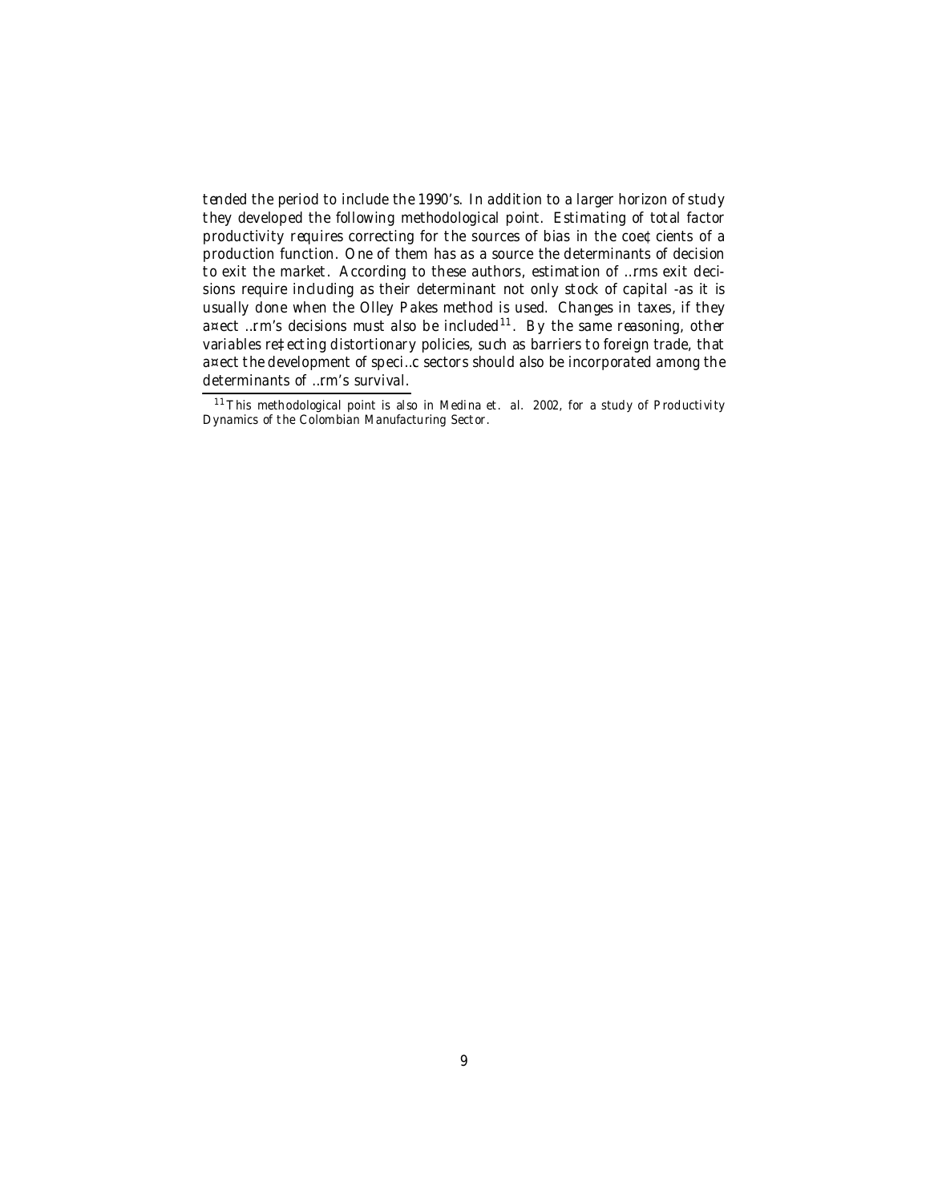tended the period to include the 1990's. In addition to a larger horizon of study they developed the following methodological point. Estimating of total factor productivity requires correcting for the sources of bias in the coefficients of a production function. One of them has as a source the determinants of decision to exit the market. According to these authors, estimation of firms exit decisions require including as their determinant not only stock of capital -as it is usually done when the Olley Pakes method is used. Changes in taxes, if they affect firm's decisions must also be included[11]. By the same reasoning, other variables reflecting distortionary policies, such as barriers to foreign trade, that affect the development of specific sectors should also be incorporated among the determinants of firm's survival.

[11] This methodological point is also in Medina et. al. 2002, for a study of Productivity Dynamics of the Colombian Manufacturing Sector.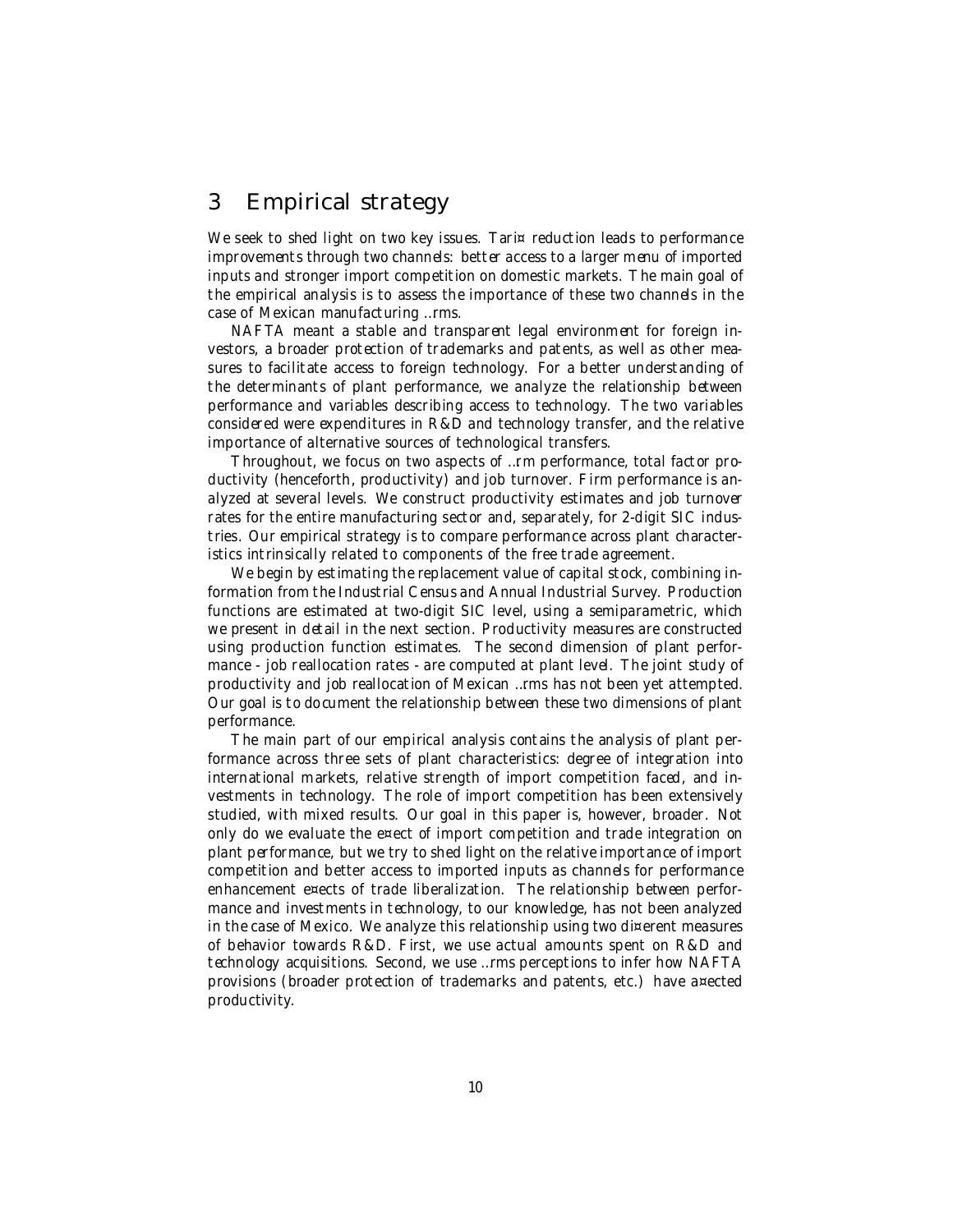## 3 Empirical strategy

We seek to shed light on two key issues. Tariff reduction leads to performance improvements through two channels: better access to a larger menu of imported inputs and stronger import competition on domestic markets. The main goal of the empirical analysis is to assess the importance of these two channels in the case of Mexican manufacturing firms.

NAFTA meant a stable and transparent legal environment for foreign investors, a broader protection of trademarks and patents, as well as other measures to facilitate access to foreign technology. For a better understanding of the determinants of plant performance, we analyze the relationship between performance and variables describing access to technology. The two variables considered were expenditures in R&D and technology transfer, and the relative importance of alternative sources of technological transfers.

Throughout, we focus on two aspects of firm performance, total factor productivity (henceforth, productivity) and job turnover. Firm performance is analyzed at several levels. We construct productivity estimates and job turnover rates for the entire manufacturing sector and, separately, for 2-digit SIC industries. Our empirical strategy is to compare performance across plant characteristics intrinsically related to components of the free trade agreement.

We begin by estimating the replacement value of capital stock, combining information from the Industrial Census and Annual Industrial Survey. Production functions are estimated at two-digit SIC level, using a semiparametric, which we present in detail in the next section. Productivity measures are constructed using production function estimates. The second dimension of plant performance - job reallocation rates - are computed at plant level. The joint study of productivity and job reallocation of Mexican firms has not been yet attempted. Our goal is to document the relationship between these two dimensions of plant performance.

The main part of our empirical analysis contains the analysis of plant performance across three sets of plant characteristics: degree of integration into international markets, relative strength of import competition faced, and investments in technology. The role of import competition has been extensively studied, with mixed results. Our goal in this paper is, however, broader. Not only do we evaluate the effect of import competition and trade integration on plant performance, but we try to shed light on the relative importance of import competition and better access to imported inputs as channels for performance enhancement effects of trade liberalization. The relationship between performance and investments in technology, to our knowledge, has not been analyzed in the case of Mexico. We analyze this relationship using two different measures of behavior towards R&D. First, we use actual amounts spent on R&D and technology acquisitions. Second, we use firms perceptions to infer how NAFTA provisions (broader protection of trademarks and patents, etc.) have affected productivity.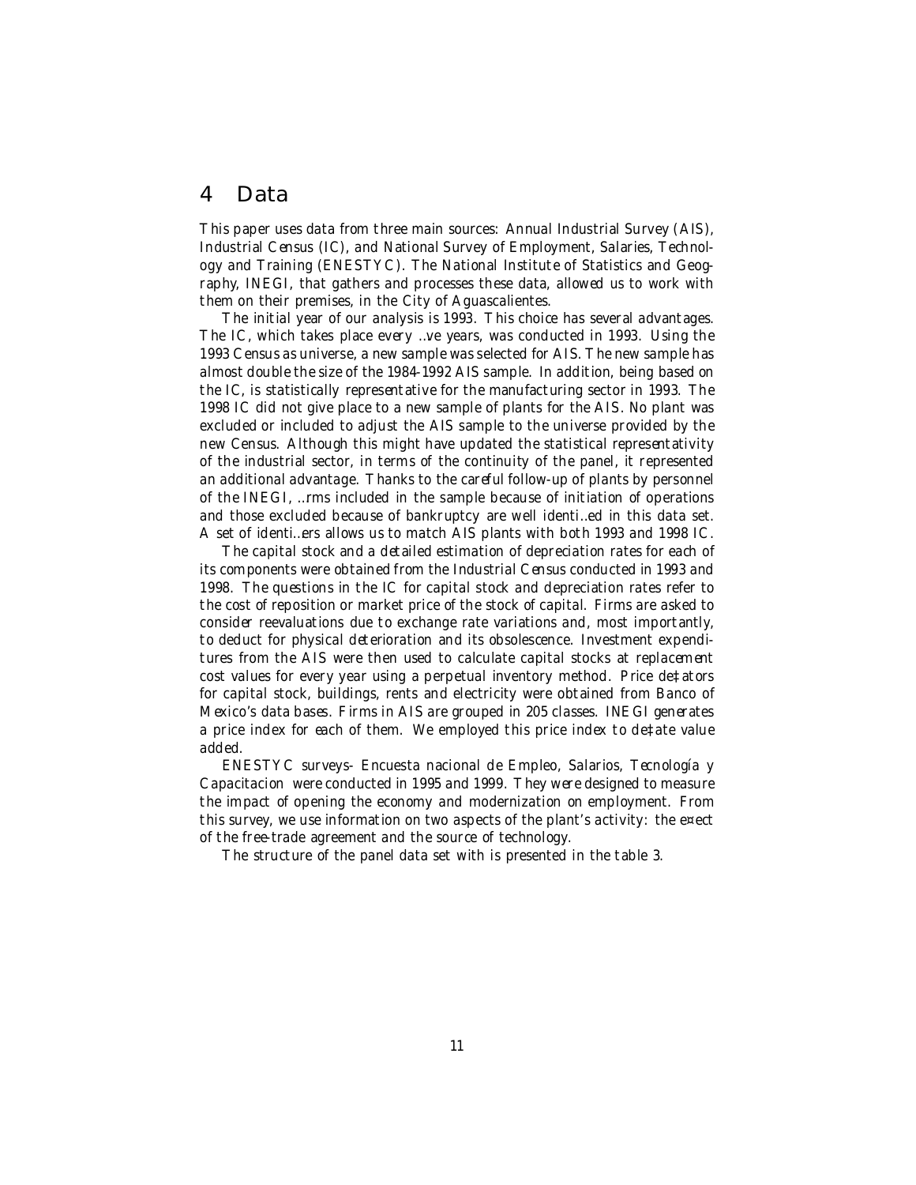## 4 Data

This paper uses data from three main sources: Annual Industrial Survey (AIS), Industrial Census (IC), and National Survey of Employment, Salaries, Technology and Training (ENESTYC). The National Institute of Statistics and Geography, INEGI, that gathers and processes these data, allowed us to work with them on their premises, in the City of Aguascalientes.

The initial year of our analysis is 1993. This choice has several advantages. The IC, which takes place every five years, was conducted in 1993. Using the 1993 Census as universe, a new sample was selected for AIS. The new sample has almost double the size of the 1984-1992 AIS sample. In addition, being based on the IC, is statistically representative for the manufacturing sector in 1993. The 1998 IC did not give place to a new sample of plants for the AIS. No plant was excluded or included to adjust the AIS sample to the universe provided by the new Census. Although this might have updated the statistical representativity of the industrial sector, in terms of the continuity of the panel, it represented an additional advantage. Thanks to the careful follow-up of plants by personnel of the INEGI, firms included in the sample because of initiation of operations and those excluded because of bankruptcy are well identified in this data set. A set of identifiers allows us to match AIS plants with both 1993 and 1998 IC.

The capital stock and a detailed estimation of depreciation rates for each of its components were obtained from the Industrial Census conducted in 1993 and 1998. The questions in the IC for capital stock and depreciation rates refer to the cost of reposition or market price of the stock of capital. Firms are asked to consider reevaluations due to exchange rate variations and, most importantly, to deduct for physical deterioration and its obsolescence. Investment expenditures from the AIS were then used to calculate capital stocks at replacement cost values for every year using a perpetual inventory method. Price deflators for capital stock, buildings, rents and electricity were obtained from Banco of Mexico's data bases. Firms in AIS are grouped in 205 classes. INEGI generates a price index for each of them. We employed this price index to deflate value added.

ENESTYC surveys- Encuesta nacional de Empleo, Salarios, Tecnología y Capacitacion were conducted in 1995 and 1999. They were designed to measure the impact of opening the economy and modernization on employment. From this survey, we use information on two aspects of the plant's activity: the effect of the free-trade agreement and the source of technology.

The structure of the panel data set with is presented in the table 3.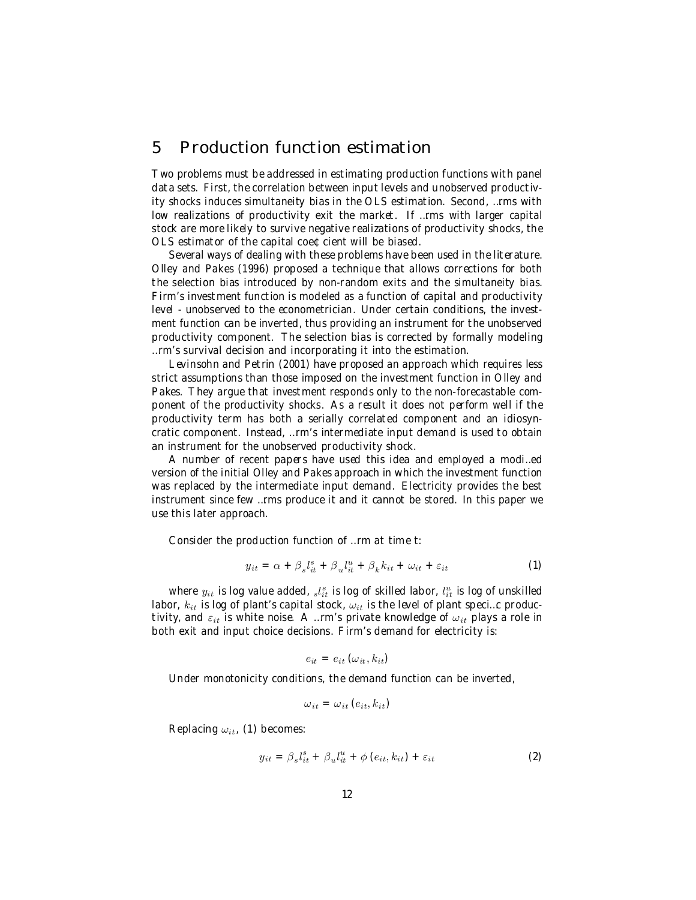# 5 Production function estimation

Two problems must be addressed in estimating production functions with panel data sets. First, the correlation between input levels and unobserved productivity shocks induces simultaneity bias in the OLS estimation. Second, firms with low realizations of productivity exit the market. If firms with larger capital stock are more likely to survive negative realizations of productivity shocks, the OLS estimator of the capital coefficient will be biased.

Several ways of dealing with these problems have been used in the literature. Olley and Pakes (1996) proposed a technique that allows corrections for both the selection bias introduced by non-random exits and the simultaneity bias. Firm's investment function is modeled as a function of capital and productivity level - unobserved to the econometrician. Under certain conditions, the investment function can be inverted, thus providing an instrument for the unobserved productivity component. The selection bias is corrected by formally modeling firm's survival decision and incorporating it into the estimation.

Levinsohn and Petrin (2001) have proposed an approach which requires less strict assumptions than those imposed on the investment function in Olley and Pakes. They argue that investment responds only to the non-forecastable component of the productivity shocks. As a result it does not perform well if the productivity term has both a serially correlated component and an idiosyncratic component. Instead, firm's intermediate input demand is used to obtain an instrument for the unobserved productivity shock.

A number of recent papers have used this idea and employed a modified version of the initial Olley and Pakes approach in which the investment function was replaced by the intermediate input demand. Electricity provides the best instrument since few firms produce it and it cannot be stored. In this paper we use this later approach.

Consider the production function of firm at time t:

$$y_{it} = \alpha + \beta_s l_{it}^s + \beta_u l_{it}^u + \beta_k k_{it} + \omega_{it} + \varepsilon_{it} \tag{1}$$

where $y_{it}$ is log value added, ${}_s l_{it}^s$ is log of skilled labor, $l_{it}^u$ is log of unskilled labor, $k_{it}$ is log of plant's capital stock, $\omega_{it}$ is the level of plant specific productivity, and $\varepsilon_{it}$ is white noise. A firm's private knowledge of $\omega_{it}$ plays a role in both exit and input choice decisions. Firm's demand for electricity is:

$$e_{it} = e_{it} \left( \omega_{it}, k_{it} \right)$$

Under monotonicity conditions, the demand function can be inverted,

$$\omega_{it} = \omega_{it} \left( e_{it}, k_{it} \right)$$

Replacing $\omega_{it}$, (1) becomes:

$$y_{it} = \beta_s l_{it}^s + \beta_u l_{it}^u + \phi \left( e_{it}, k_{it} \right) + \varepsilon_{it} \tag{2}$$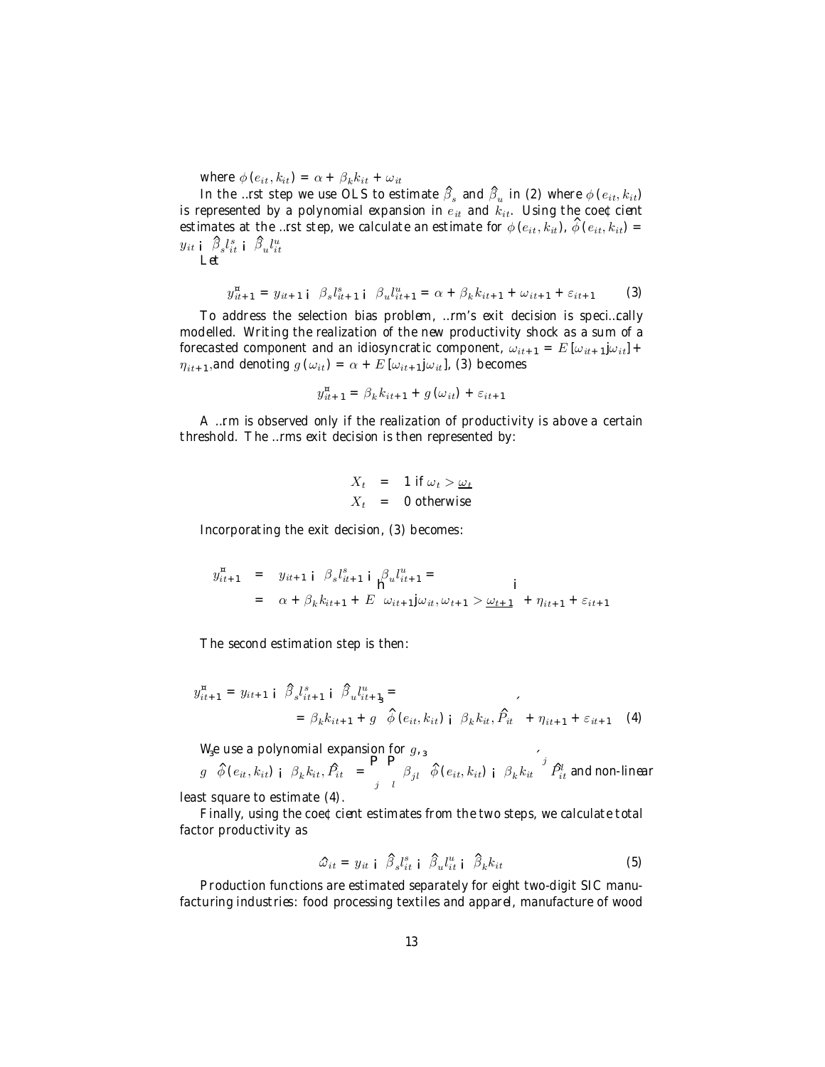where $\phi(e_{it}, k_{it}) = \alpha + \beta_k k_{it} + \omega_{it}$

In the first step we use OLS to estimate $\widehat{\beta}_s$ and $\widehat{\beta}_u$ in (2) where $\phi(e_{it}, k_{it})$ is represented by a polynomial expansion in $e_{it}$ and $k_{it}$. Using the coefficient estimates at the first step, we calculate an estimate for $\phi(e_{it}, k_{it})$, $\widehat{\phi}(e_{it}, k_{it}) = y_{it} - \widehat{\beta}_s l^s_{it} - \widehat{\beta}_u l^u_{it}$

Let

$$y^*_{it+1} = y_{it+1} - \beta_s l^s_{it+1} - \beta_u l^u_{it+1} = \alpha + \beta_k k_{it+1} + \omega_{it+1} + \varepsilon_{it+1} \tag{3}$$

To address the selection bias problem, firm's exit decision is specifically modelled. Writing the realization of the new productivity shock as a sum of a forecasted component and an idiosyncratic component, $\omega_{it+1} = E[\omega_{it+1}|\omega_{it}] + \eta_{it+1}$, and denoting $g(\omega_{it}) = \alpha + E[\omega_{it+1}|\omega_{it}]$, (3) becomes

$$y^*_{it+1} = \beta_k k_{it+1} + g(\omega_{it}) + \varepsilon_{it+1}$$

A firm is observed only if the realization of productivity is above a certain threshold. The firms exit decision is then represented by:

$$\begin{aligned} X_t &= 1 \text{ if } \omega_t > \underline{\omega_t} \\ X_t &= 0 \text{ otherwise} \end{aligned}$$

Incorporating the exit decision, (3) becomes:

$$\begin{aligned} y^*_{it+1} &= y_{it+1} - \beta_s l^s_{it+1} - \beta_u l^u_{it+1} = \\ &= \alpha + \beta_k k_{it+1} + E\left[\omega_{it+1}|\omega_{it}, \omega_{t+1} > \underline{\omega_{t+1}}\right] + \eta_{it+1} + \varepsilon_{it+1} \end{aligned}$$

The second estimation step is then:

$$\begin{aligned} y^*_{it+1} = y_{it+1} - \widehat{\beta}_s l^s_{it+1} - \widehat{\beta}_u l^u_{it+1} &= \\ &= \beta_k k_{it+1} + g\left(\widehat{\phi}(e_{it}, k_{it}) - \beta_k k_{it}, \widehat{P}_{it}\right) + \eta_{it+1} + \varepsilon_{it+1} \end{aligned} \tag{4}$$

We use a polynomial expansion for $g$, $g\left(\widehat{\phi}(e_{it}, k_{it}) - \beta_k k_{it}, \widehat{P}_{it}\right) = \sum_j \sum_l \beta_{jl}\left(\widehat{\phi}(e_{it}, k_{it}) - \beta_k k_{it}\right)^j \widehat{P}^l_{it}$ and non-linear least square to estimate (4).

Finally, using the coefficient estimates from the two steps, we calculate total factor productivity as

$$\widehat{\omega}_{it} = y_{it} - \widehat{\beta}_s l^s_{it} - \widehat{\beta}_u l^u_{it} - \widehat{\beta}_k k_{it} \tag{5}$$

Production functions are estimated separately for eight two-digit SIC manufacturing industries: food processing textiles and apparel, manufacture of wood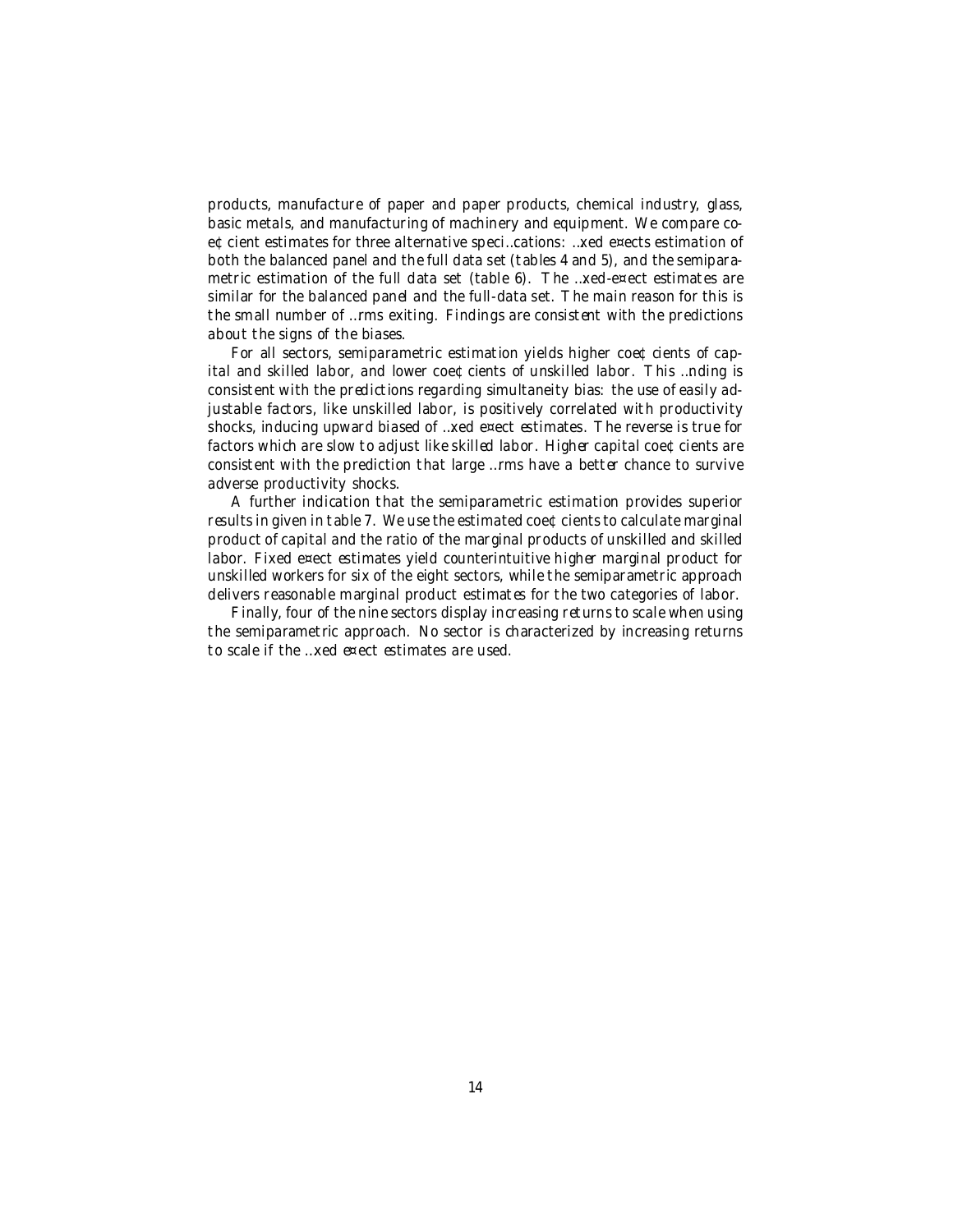products, manufacture of paper and paper products, chemical industry, glass, basic metals, and manufacturing of machinery and equipment. We compare coefficient estimates for three alternative specifications: fixed effects estimation of both the balanced panel and the full data set (tables 4 and 5), and the semiparametric estimation of the full data set (table 6). The fixed-effect estimates are similar for the balanced panel and the full-data set. The main reason for this is the small number of firms exiting. Findings are consistent with the predictions about the signs of the biases.

For all sectors, semiparametric estimation yields higher coefficients of capital and skilled labor, and lower coefficients of unskilled labor. This finding is consistent with the predictions regarding simultaneity bias: the use of easily adjustable factors, like unskilled labor, is positively correlated with productivity shocks, inducing upward biased of fixed effect estimates. The reverse is true for factors which are slow to adjust like skilled labor. Higher capital coefficients are consistent with the prediction that large firms have a better chance to survive adverse productivity shocks.

A further indication that the semiparametric estimation provides superior results in given in table 7. We use the estimated coefficients to calculate marginal product of capital and the ratio of the marginal products of unskilled and skilled labor. Fixed effect estimates yield counterintuitive higher marginal product for unskilled workers for six of the eight sectors, while the semiparametric approach delivers reasonable marginal product estimates for the two categories of labor.

Finally, four of the nine sectors display increasing returns to scale when using the semiparametric approach. No sector is characterized by increasing returns to scale if the fixed effect estimates are used.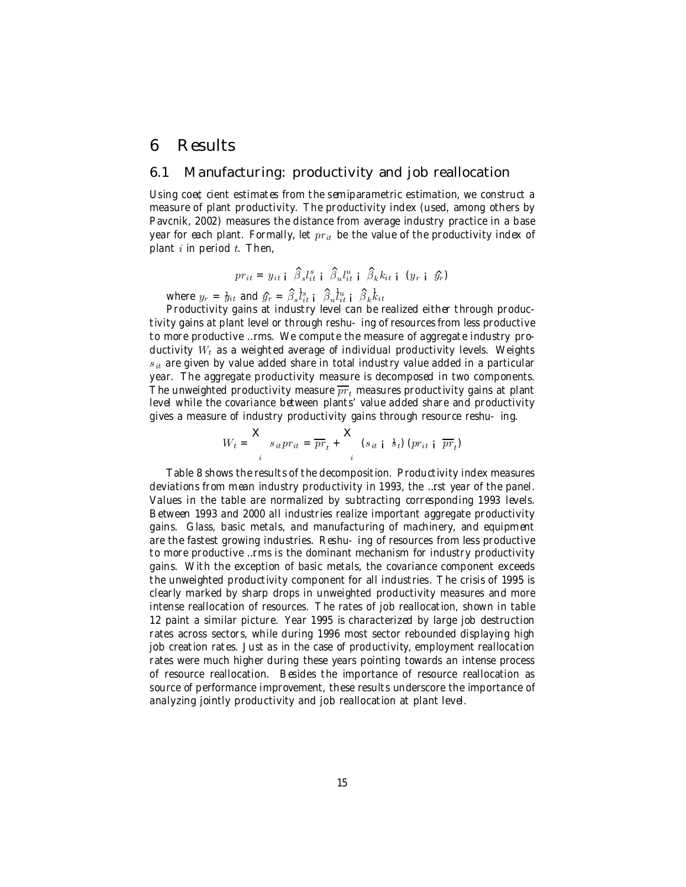# 6 Results

## 6.1 Manufacturing: productivity and job reallocation

Using coefficient estimates from the semiparametric estimation, we construct a measure of plant productivity. The productivity index (used, among others by Pavcnik, 2002) measures the distance from average industry practice in a base year for each plant. Formally, let $pr_{it}$ be the value of the productivity index of plant $i$ in period $t$. Then,

$$pr_{it} = y_{it} - \widehat{\beta}_s l_{it}^s - \widehat{\beta}_u l_{it}^u - \widehat{\beta}_k k_{it} - (y_r - \widehat{y}_r)$$

where $y_r = \bar{y}_{it}$ and $\widehat{y}_r = \widehat{\beta}_s \bar{l}_{it}^s - \widehat{\beta}_u \bar{l}_{it}^u - \widehat{\beta}_k \bar{k}_{it}$

Productivity gains at industry level can be realized either through productivity gains at plant level or through reshuffling of resources from less productive to more productive firms. We compute the measure of aggregate industry productivity $W_t$ as a weighted average of individual productivity levels. Weights $s_{it}$ are given by value added share in total industry value added in a particular year. The aggregate productivity measure is decomposed in two components. The unweighted productivity measure $\overline{pr}_t$ measures productivity gains at plant level while the covariance between plants' value added share and productivity gives a measure of industry productivity gains through resource reshuffling.

$$W_t = \sum_i s_{it} pr_{it} = \overline{pr}_t + \sum_i (s_{it} - \bar{s}_t)(pr_{it} - \overline{pr}_t)$$

Table 8 shows the results of the decomposition. Productivity index measures deviations from mean industry productivity in 1993, the first year of the panel. Values in the table are normalized by subtracting corresponding 1993 levels. Between 1993 and 2000 all industries realize important aggregate productivity gains. Glass, basic metals, and manufacturing of machinery, and equipment are the fastest growing industries. Reshuffling of resources from less productive to more productive firms is the dominant mechanism for industry productivity gains. With the exception of basic metals, the covariance component exceeds the unweighted productivity component for all industries. The crisis of 1995 is clearly marked by sharp drops in unweighted productivity measures and more intense reallocation of resources. The rates of job reallocation, shown in table 12 paint a similar picture. Year 1995 is characterized by large job destruction rates across sectors, while during 1996 most sector rebounded displaying high job creation rates. Just as in the case of productivity, employment reallocation rates were much higher during these years pointing towards an intense process of resource reallocation. Besides the importance of resource reallocation as source of performance improvement, these results underscore the importance of analyzing jointly productivity and job reallocation at plant level.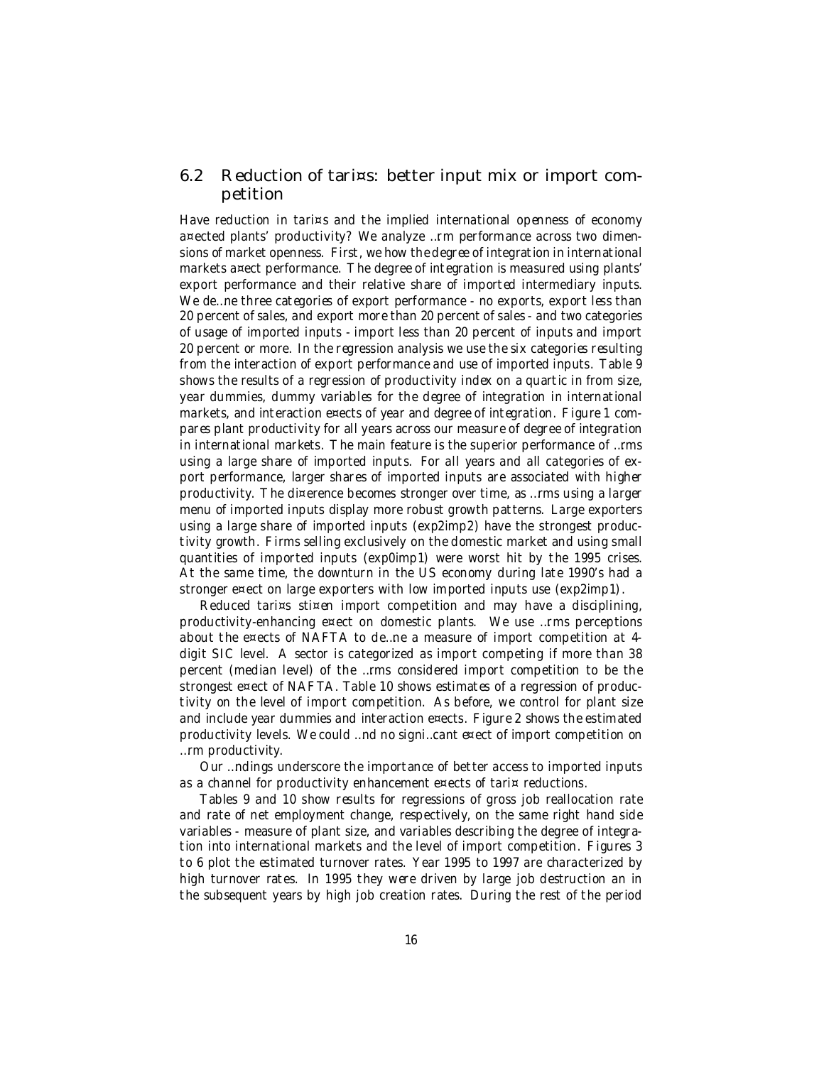## 6.2 Reduction of tari¤s: better input mix or import competition

Have reduction in tari¤s and the implied international openness of economy a¤ected plants' productivity? We analyze …rm performance across two dimensions of market openness. First, we how the degree of integration in international markets a¤ect performance. The degree of integration is measured using plants' export performance and their relative share of imported intermediary inputs. We de…ne three categories of export performance - no exports, export less than 20 percent of sales, and export more than 20 percent of sales - and two categories of usage of imported inputs - import less than 20 percent of inputs and import 20 percent or more. In the regression analysis we use the six categories resulting from the interaction of export performance and use of imported inputs. Table 9 shows the results of a regression of productivity index on a quartic in from size, year dummies, dummy variables for the degree of integration in international markets, and interaction e¤ects of year and degree of integration. Figure 1 compares plant productivity for all years across our measure of degree of integration in international markets. The main feature is the superior performance of …rms using a large share of imported inputs. For all years and all categories of export performance, larger shares of imported inputs are associated with higher productivity. The di¤erence becomes stronger over time, as …rms using a larger menu of imported inputs display more robust growth patterns. Large exporters using a large share of imported inputs (exp2imp2) have the strongest productivity growth. Firms selling exclusively on the domestic market and using small quantities of imported inputs (exp0imp1) were worst hit by the 1995 crises. At the same time, the downturn in the US economy during late 1990's had a stronger e¤ect on large exporters with low imported inputs use (exp2imp1).

Reduced tari¤s sti¤en import competition and may have a disciplining, productivity-enhancing e¤ect on domestic plants. We use …rms perceptions about the e¤ects of NAFTA to de…ne a measure of import competition at 4-digit SIC level. A sector is categorized as import competing if more than 38 percent (median level) of the …rms considered import competition to be the strongest e¤ect of NAFTA. Table 10 shows estimates of a regression of productivity on the level of import competition. As before, we control for plant size and include year dummies and interaction e¤ects. Figure 2 shows the estimated productivity levels. We could …nd no signi…cant e¤ect of import competition on …rm productivity.

Our …ndings underscore the importance of better access to imported inputs as a channel for productivity enhancement e¤ects of tari¤ reductions.

Tables 9 and 10 show results for regressions of gross job reallocation rate and rate of net employment change, respectively, on the same right hand side variables - measure of plant size, and variables describing the degree of integration into international markets and the level of import competition. Figures 3 to 6 plot the estimated turnover rates. Year 1995 to 1997 are characterized by high turnover rates. In 1995 they were driven by large job destruction an in the subsequent years by high job creation rates. During the rest of the period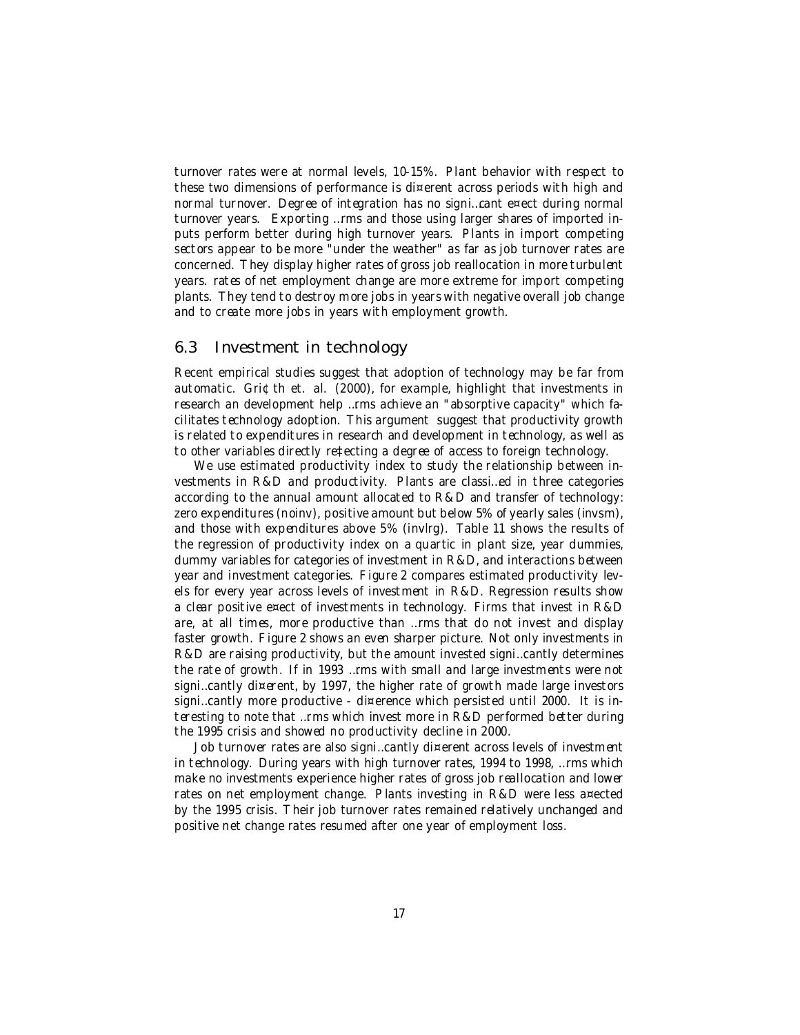turnover rates were at normal levels, 10-15%. Plant behavior with respect to these two dimensions of performance is different across periods with high and normal turnover. Degree of integration has no significant effect during normal turnover years. Exporting firms and those using larger shares of imported inputs perform better during high turnover years. Plants in import competing sectors appear to be more "under the weather" as far as job turnover rates are concerned. They display higher rates of gross job reallocation in more turbulent years. rates of net employment change are more extreme for import competing plants. They tend to destroy more jobs in years with negative overall job change and to create more jobs in years with employment growth.

## 6.3 Investment in technology

Recent empirical studies suggest that adoption of technology may be far from automatic. Griffith et. al. (2000), for example, highlight that investments in research an development help firms achieve an "absorptive capacity" which facilitates technology adoption. This argument suggest that productivity growth is related to expenditures in research and development in technology, as well as to other variables directly reflecting a degree of access to foreign technology.

We use estimated productivity index to study the relationship between investments in R&D and productivity. Plants are classified in three categories according to the annual amount allocated to R&D and transfer of technology: zero expenditures (noinv), positive amount but below 5% of yearly sales (invsm), and those with expenditures above 5% (invlrg). Table 11 shows the results of the regression of productivity index on a quartic in plant size, year dummies, dummy variables for categories of investment in R&D, and interactions between year and investment categories. Figure 2 compares estimated productivity levels for every year across levels of investment in R&D. Regression results show a clear positive effect of investments in technology. Firms that invest in R&D are, at all times, more productive than firms that do not invest and display faster growth. Figure 2 shows an even sharper picture. Not only investments in R&D are raising productivity, but the amount invested significantly determines the rate of growth. If in 1993 firms with small and large investments were not significantly different, by 1997, the higher rate of growth made large investors significantly more productive - difference which persisted until 2000. It is interesting to note that firms which invest more in R&D performed better during the 1995 crisis and showed no productivity decline in 2000.

Job turnover rates are also significantly different across levels of investment in technology. During years with high turnover rates, 1994 to 1998, firms which make no investments experience higher rates of gross job reallocation and lower rates on net employment change. Plants investing in R&D were less affected by the 1995 crisis. Their job turnover rates remained relatively unchanged and positive net change rates resumed after one year of employment loss.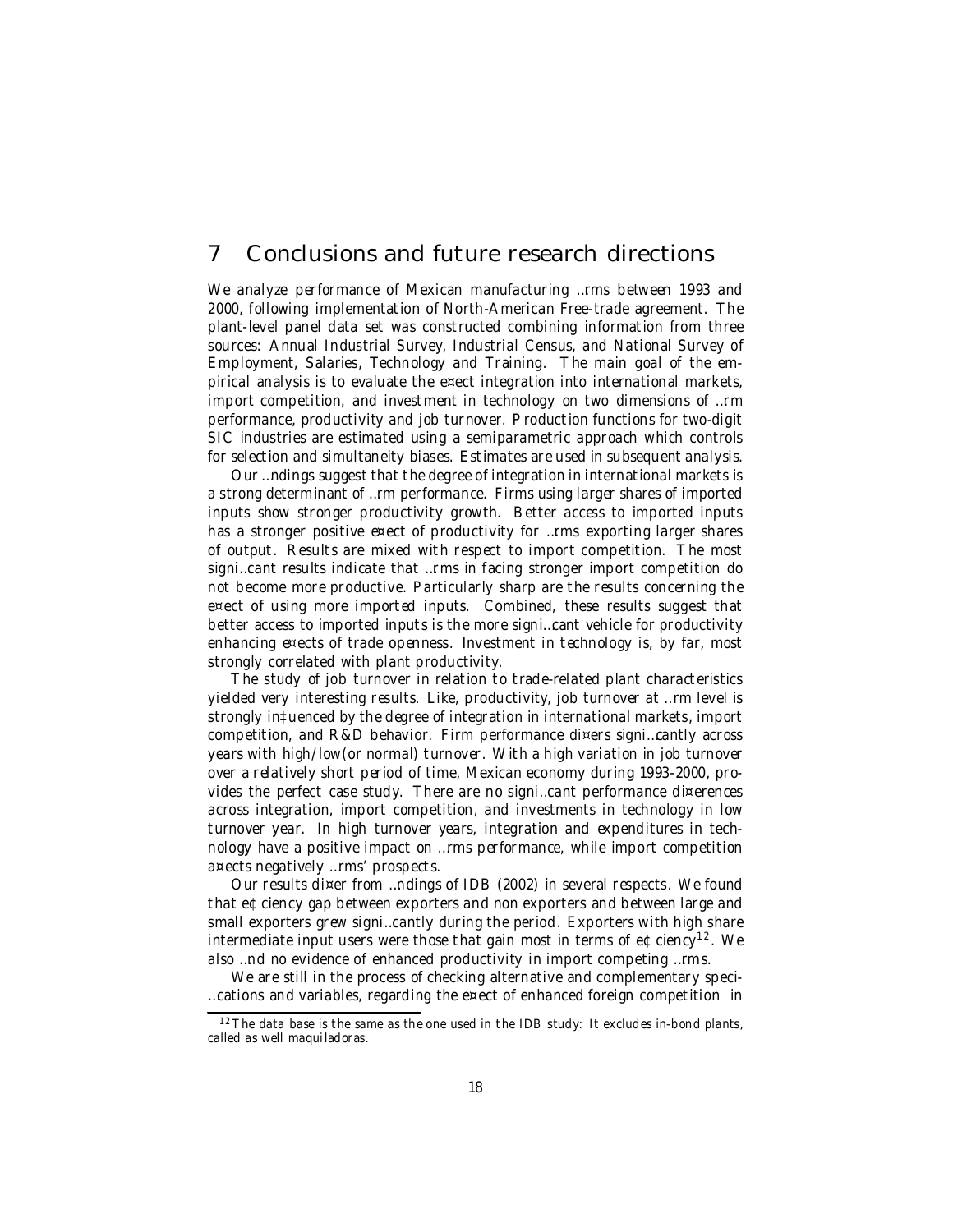# 7 Conclusions and future research directions

We analyze performance of Mexican manufacturing firms between 1993 and 2000, following implementation of North-American Free-trade agreement. The plant-level panel data set was constructed combining information from three sources: Annual Industrial Survey, Industrial Census, and National Survey of Employment, Salaries, Technology and Training. The main goal of the empirical analysis is to evaluate the effect integration into international markets, import competition, and investment in technology on two dimensions of firm performance, productivity and job turnover. Production functions for two-digit SIC industries are estimated using a semiparametric approach which controls for selection and simultaneity biases. Estimates are used in subsequent analysis.

Our findings suggest that the degree of integration in international markets is a strong determinant of firm performance. Firms using larger shares of imported inputs show stronger productivity growth. Better access to imported inputs has a stronger positive effect of productivity for firms exporting larger shares of output. Results are mixed with respect to import competition. The most significant results indicate that firms in facing stronger import competition do not become more productive. Particularly sharp are the results concerning the effect of using more imported inputs. Combined, these results suggest that better access to imported inputs is the more significant vehicle for productivity enhancing effects of trade openness. Investment in technology is, by far, most strongly correlated with plant productivity.

The study of job turnover in relation to trade-related plant characteristics yielded very interesting results. Like, productivity, job turnover at firm level is strongly influenced by the degree of integration in international markets, import competition, and R&D behavior. Firm performance differs significantly across years with high/low(or normal) turnover. With a high variation in job turnover over a relatively short period of time, Mexican economy during 1993-2000, provides the perfect case study. There are no significant performance differences across integration, import competition, and investments in technology in low turnover year. In high turnover years, integration and expenditures in technology have a positive impact on firms performance, while import competition affects negatively firms' prospects.

Our results differ from findings of IDB (2002) in several respects. We found that efficiency gap between exporters and non exporters and between large and small exporters grew significantly during the period. Exporters with high share intermediate input users were those that gain most in terms of efficiency[12]. We also find no evidence of enhanced productivity in import competing firms.

We are still in the process of checking alternative and complementary specifications and variables, regarding the effect of enhanced foreign competition in

[12] The data base is the same as the one used in the IDB study: It excludes in-bond plants, called as well *maquiladoras*.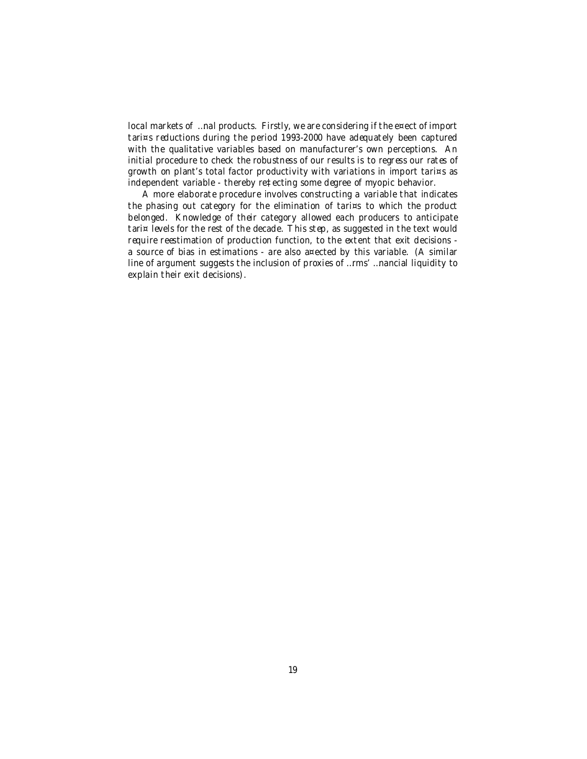local markets of final products. Firstly, we are considering if the effect of import tariffs reductions during the period 1993-2000 have adequately been captured with the qualitative variables based on manufacturer's own perceptions. An initial procedure to check the robustness of our results is to regress our rates of growth on plant's total factor productivity with variations in import tariffs as independent variable - thereby reflecting some degree of myopic behavior.

A more elaborate procedure involves constructing a variable that indicates the phasing out category for the elimination of tariffs to which the product belonged. Knowledge of their category allowed each producers to anticipate tariff levels for the rest of the decade. This step, as suggested in the text would require reestimation of production function, to the extent that exit decisions - a source of bias in estimations - are also affected by this variable. (A similar line of argument suggests the inclusion of proxies of firms' financial liquidity to explain their exit decisions).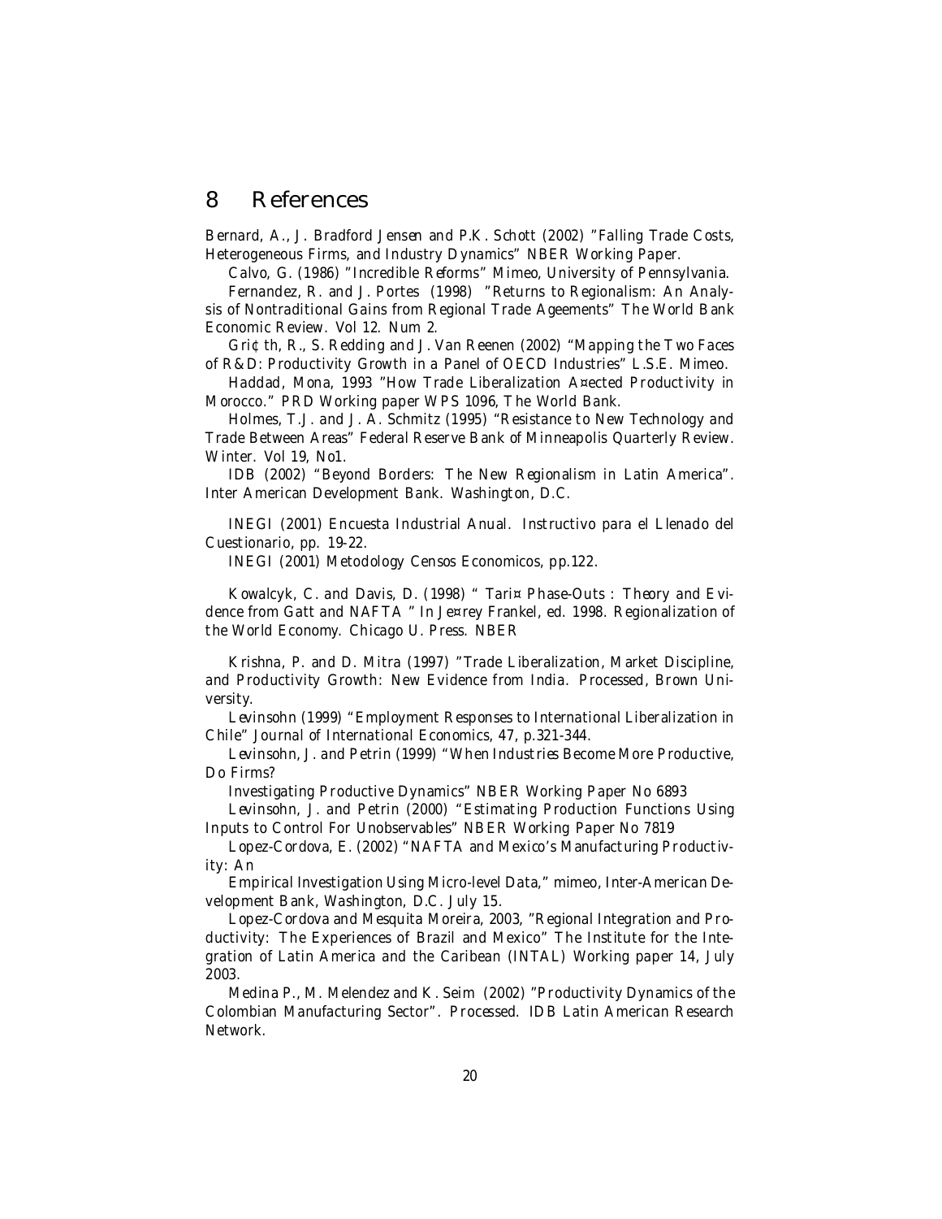# 8 References

Bernard, A., J. Bradford Jensen and P.K. Schott (2002) "Falling Trade Costs, Heterogeneous Firms, and Industry Dynamics" NBER Working Paper.

Calvo, G. (1986) "Incredible Reforms" Mimeo, University of Pennsylvania.

Fernandez, R. and J. Portes (1998) "Returns to Regionalism: An Analysis of Nontraditional Gains from Regional Trade Ageements" The World Bank Economic Review. Vol 12. Num 2.

Gri¢ th, R., S. Redding and J. Van Reenen (2002) "Mapping the Two Faces of R&D: Productivity Growth in a Panel of OECD Industries" L.S.E. Mimeo.

Haddad, Mona, 1993 "How Trade Liberalization A¤ected Productivity in Morocco." PRD Working paper WPS 1096, The World Bank.

Holmes, T.J. and J. A. Schmitz (1995) "Resistance to New Technology and Trade Between Areas" Federal Reserve Bank of Minneapolis Quarterly Review. Winter. Vol 19, No1.

IDB (2002) "Beyond Borders: The New Regionalism in Latin America". Inter American Development Bank. Washington, D.C.

INEGI (2001) Encuesta Industrial Anual. Instructivo para el Llenado del Cuestionario, pp. 19-22.

INEGI (2001) Metodology Censos Economicos, pp.122.

Kowalcyk, C. and Davis, D. (1998) " Tari¤ Phase-Outs : Theory and Evidence from Gatt and NAFTA " In Je¤rey Frankel, ed. 1998. Regionalization of the World Economy. Chicago U. Press. NBER

Krishna, P. and D. Mitra (1997) "Trade Liberalization, Market Discipline, and Productivity Growth: New Evidence from India. Processed, Brown University.

Levinsohn (1999) "Employment Responses to International Liberalization in Chile" Journal of International Economics, 47, p.321-344.

Levinsohn, J. and Petrin (1999) "When Industries Become More Productive, Do Firms?

Investigating Productive Dynamics" NBER Working Paper No 6893

Levinsohn, J. and Petrin (2000) "Estimating Production Functions Using Inputs to Control For Unobservables" NBER Working Paper No 7819

Lopez-Cordova, E. (2002) "NAFTA and Mexico's Manufacturing Productivity: An

Empirical Investigation Using Micro-level Data," mimeo, Inter-American Development Bank, Washington, D.C. July 15.

Lopez-Cordova and Mesquita Moreira, 2003, "Regional Integration and Productivity: The Experiences of Brazil and Mexico" The Institute for the Integration of Latin America and the Caribean (INTAL) Working paper 14, July 2003.

Medina P., M. Melendez and K. Seim (2002) "Productivity Dynamics of the Colombian Manufacturing Sector". Processed. IDB Latin American Research Network.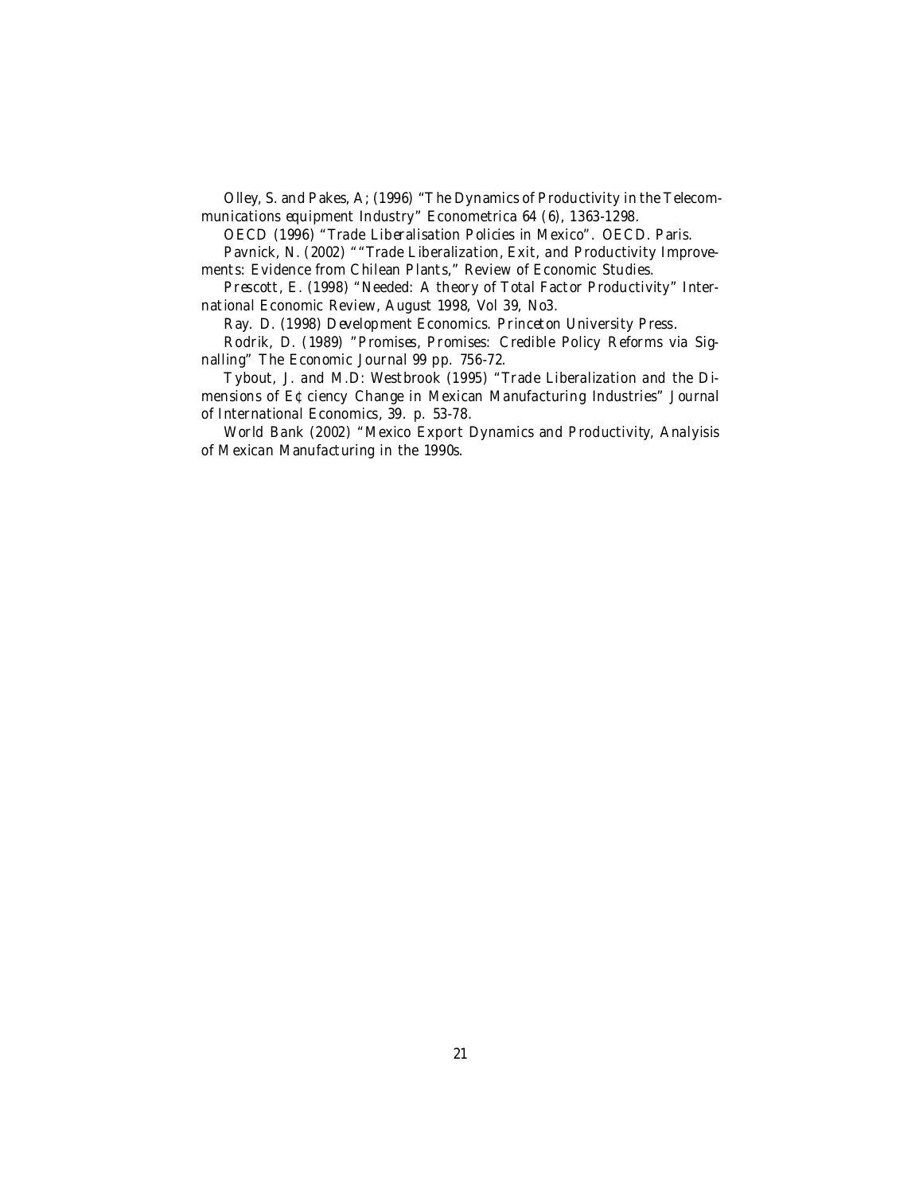Olley, S. and Pakes, A; (1996) "The Dynamics of Productivity in the Telecommunications equipment Industry" Econometrica 64 (6), 1363-1298.

OECD (1996) "Trade Liberalisation Policies in Mexico". OECD. Paris.

Pavnick, N. (2002) ""Trade Liberalization, Exit, and Productivity Improvements: Evidence from Chilean Plants," Review of Economic Studies.

Prescott, E. (1998) "Needed: A theory of Total Factor Productivity" International Economic Review, August 1998, Vol 39, No3.

Ray. D. (1998) Development Economics. Princeton University Press.

Rodrik, D. (1989) "Promises, Promises: Credible Policy Reforms via Signalling" The Economic Journal 99 pp. 756-72.

Tybout, J. and M.D: Westbrook (1995) "Trade Liberalization and the Dimensions of E¢ ciency Change in Mexican Manufacturing Industries" Journal of International Economics, 39. p. 53-78.

World Bank (2002) "Mexico Export Dynamics and Productivity, Analyisis of Mexican Manufacturing in the 1990s.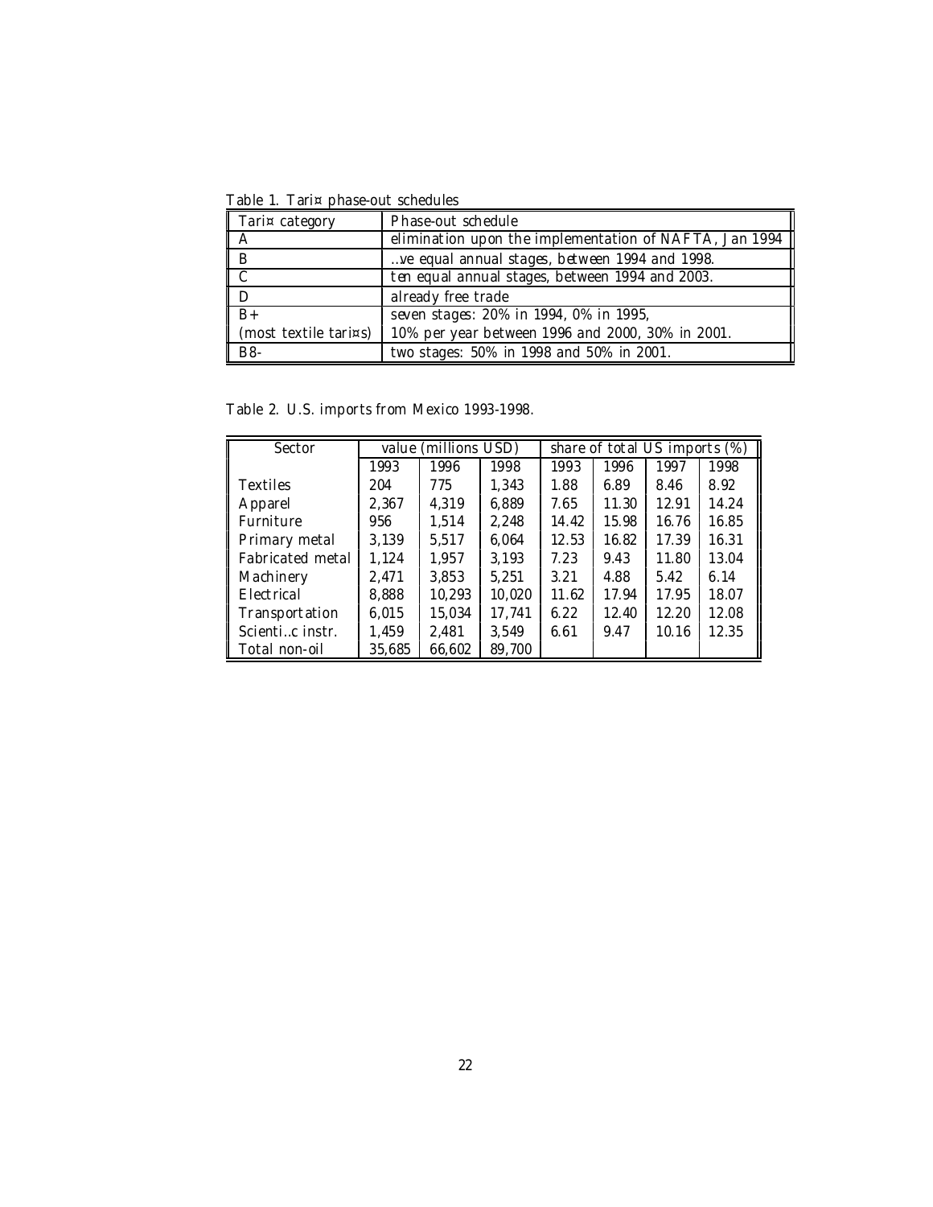Table 1. Tariff phase-out schedules

| Tariff category | Phase-out schedule |
|---|---|
| A | elimination upon the implementation of NAFTA, Jan 1994 |
| B | five equal annual stages, between 1994 and 1998. |
| C | ten equal annual stages, between 1994 and 2003. |
| D | already free trade |
| B+ (most textile tariffs) | seven stages: 20% in 1994, 0% in 1995, 10% per year between 1996 and 2000, 30% in 2001. |
| B8- | two stages: 50% in 1998 and 50% in 2001. |

Table 2. U.S. imports from Mexico 1993-1998.

| Sector | value (millions USD) | | | share of total US imports (%) | | | |
|---|---|---|---|---|---|---|---|
| | 1993 | 1996 | 1998 | 1993 | 1996 | 1997 | 1998 |
| Textiles | 204 | 775 | 1,343 | 1.88 | 6.89 | 8.46 | 8.92 |
| Apparel | 2,367 | 4,319 | 6,889 | 7.65 | 11.30 | 12.91 | 14.24 |
| Furniture | 956 | 1,514 | 2,248 | 14.42 | 15.98 | 16.76 | 16.85 |
| Primary metal | 3,139 | 5,517 | 6,064 | 12.53 | 16.82 | 17.39 | 16.31 |
| Fabricated metal | 1,124 | 1,957 | 3,193 | 7.23 | 9.43 | 11.80 | 13.04 |
| Machinery | 2,471 | 3,853 | 5,251 | 3.21 | 4.88 | 5.42 | 6.14 |
| Electrical | 8,888 | 10,293 | 10,020 | 11.62 | 17.94 | 17.95 | 18.07 |
| Transportation | 6,015 | 15,034 | 17,741 | 6.22 | 12.40 | 12.20 | 12.08 |
| Scientific instr. | 1,459 | 2,481 | 3,549 | 6.61 | 9.47 | 10.16 | 12.35 |
| Total non-oil | 35,685 | 66,602 | 89,700 | | | | |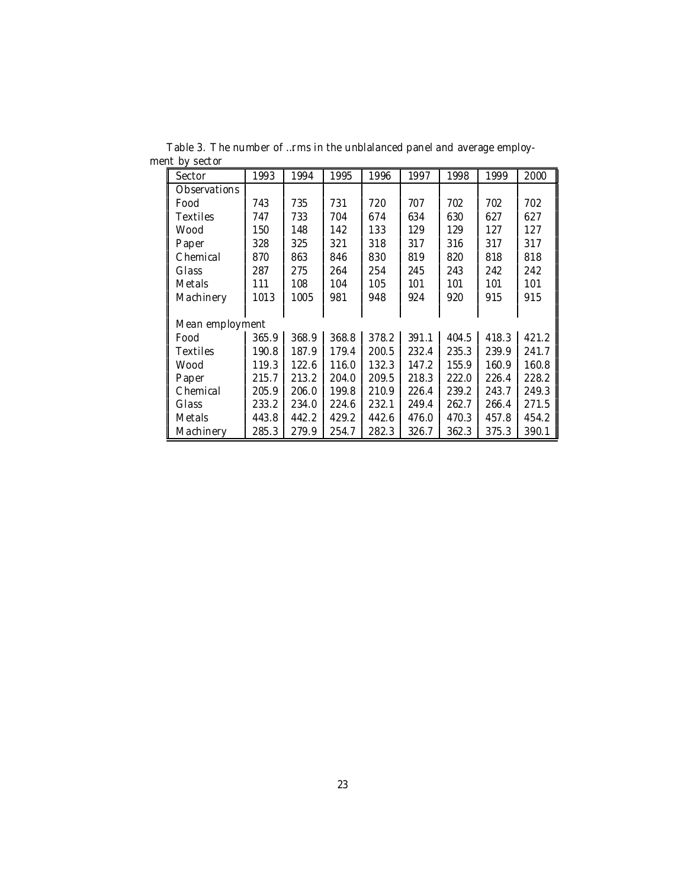Table 3. The number of ..rms in the unblalanced panel and average employment by sector

| Sector | 1993 | 1994 | 1995 | 1996 | 1997 | 1998 | 1999 | 2000 |
|---|---|---|---|---|---|---|---|---|
| Observations | | | | | | | | |
| Food | 743 | 735 | 731 | 720 | 707 | 702 | 702 | 702 |
| Textiles | 747 | 733 | 704 | 674 | 634 | 630 | 627 | 627 |
| Wood | 150 | 148 | 142 | 133 | 129 | 129 | 127 | 127 |
| Paper | 328 | 325 | 321 | 318 | 317 | 316 | 317 | 317 |
| Chemical | 870 | 863 | 846 | 830 | 819 | 820 | 818 | 818 |
| Glass | 287 | 275 | 264 | 254 | 245 | 243 | 242 | 242 |
| Metals | 111 | 108 | 104 | 105 | 101 | 101 | 101 | 101 |
| Machinery | 1013 | 1005 | 981 | 948 | 924 | 920 | 915 | 915 |
| | | | | | | | | |
| Mean employment | | | | | | | | |
| Food | 365.9 | 368.9 | 368.8 | 378.2 | 391.1 | 404.5 | 418.3 | 421.2 |
| Textiles | 190.8 | 187.9 | 179.4 | 200.5 | 232.4 | 235.3 | 239.9 | 241.7 |
| Wood | 119.3 | 122.6 | 116.0 | 132.3 | 147.2 | 155.9 | 160.9 | 160.8 |
| Paper | 215.7 | 213.2 | 204.0 | 209.5 | 218.3 | 222.0 | 226.4 | 228.2 |
| Chemical | 205.9 | 206.0 | 199.8 | 210.9 | 226.4 | 239.2 | 243.7 | 249.3 |
| Glass | 233.2 | 234.0 | 224.6 | 232.1 | 249.4 | 262.7 | 266.4 | 271.5 |
| Metals | 443.8 | 442.2 | 429.2 | 442.6 | 476.0 | 470.3 | 457.8 | 454.2 |
| Machinery | 285.3 | 279.9 | 254.7 | 282.3 | 326.7 | 362.3 | 375.3 | 390.1 |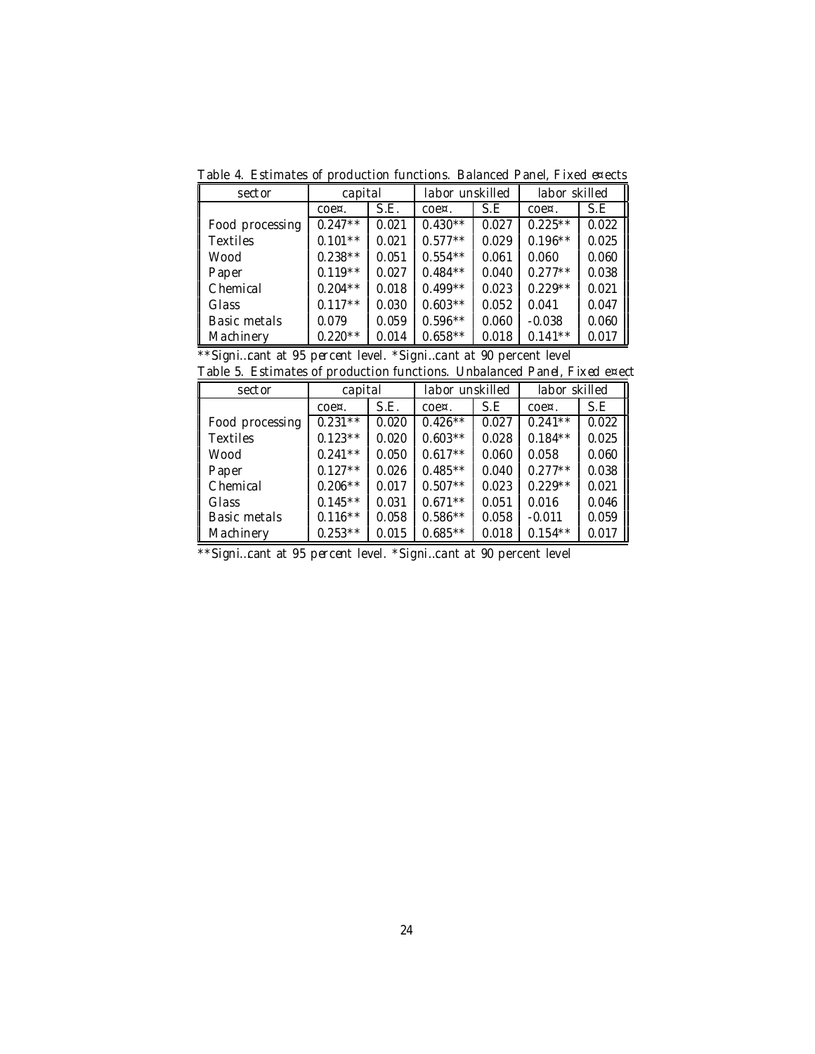Table 4. Estimates of production functions. Balanced Panel, Fixed effects

| sector | capital | | labor unskilled | | labor skilled | |
|---|---|---|---|---|---|---|
| | coeff. | S.E. | coeff. | S.E | coeff. | S.E |
| Food processing | 0.247** | 0.021 | 0.430** | 0.027 | 0.225** | 0.022 |
| Textiles | 0.101** | 0.021 | 0.577** | 0.029 | 0.196** | 0.025 |
| Wood | 0.238** | 0.051 | 0.554** | 0.061 | 0.060 | 0.060 |
| Paper | 0.119** | 0.027 | 0.484** | 0.040 | 0.277** | 0.038 |
| Chemical | 0.204** | 0.018 | 0.499** | 0.023 | 0.229** | 0.021 |
| Glass | 0.117** | 0.030 | 0.603** | 0.052 | 0.041 | 0.047 |
| Basic metals | 0.079 | 0.059 | 0.596** | 0.060 | -0.038 | 0.060 |
| Machinery | 0.220** | 0.014 | 0.658** | 0.018 | 0.141** | 0.017 |

**Significant at 95 percent level. *Significant at 90 percent level

Table 5. Estimates of production functions. Unbalanced Panel, Fixed effect

| sector | capital | | labor unskilled | | labor skilled | |
|---|---|---|---|---|---|---|
| | coeff. | S.E. | coeff. | S.E | coeff. | S.E |
| Food processing | 0.231** | 0.020 | 0.426** | 0.027 | 0.241** | 0.022 |
| Textiles | 0.123** | 0.020 | 0.603** | 0.028 | 0.184** | 0.025 |
| Wood | 0.241** | 0.050 | 0.617** | 0.060 | 0.058 | 0.060 |
| Paper | 0.127** | 0.026 | 0.485** | 0.040 | 0.277** | 0.038 |
| Chemical | 0.206** | 0.017 | 0.507** | 0.023 | 0.229** | 0.021 |
| Glass | 0.145** | 0.031 | 0.671** | 0.051 | 0.016 | 0.046 |
| Basic metals | 0.116** | 0.058 | 0.586** | 0.058 | -0.011 | 0.059 |
| Machinery | 0.253** | 0.015 | 0.685** | 0.018 | 0.154** | 0.017 |

**Significant at 95 percent level. *Significant at 90 percent level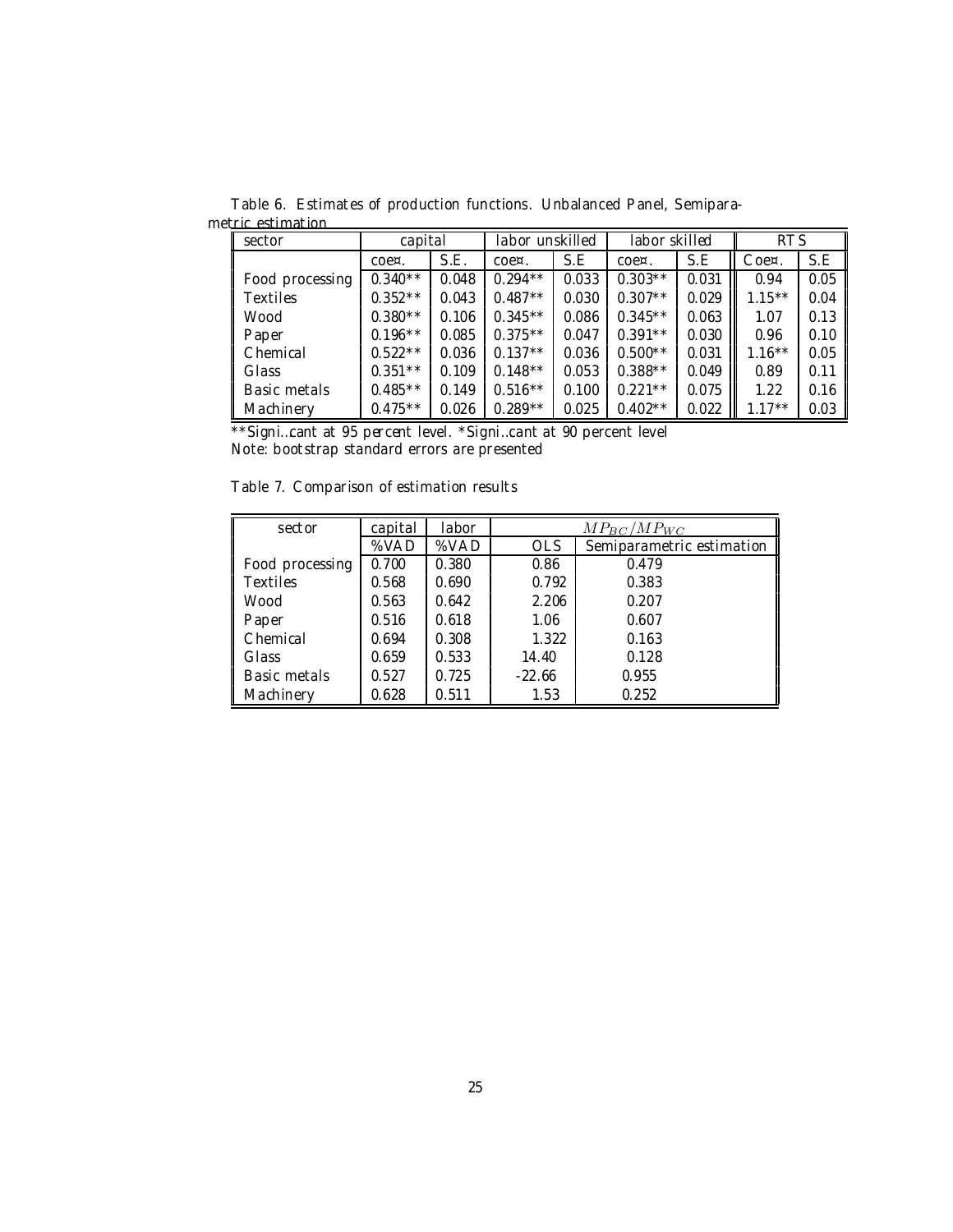Table 6. Estimates of production functions. Unbalanced Panel, Semiparametric estimation

| sector | capital | | labor unskilled | | labor skilled | | RTS | |
|---|---|---|---|---|---|---|---|---|
| | coe¤. | S.E. | coe¤. | S.E | coe¤. | S.E | Coe¤. | S.E |
| Food processing | 0.340** | 0.048 | 0.294** | 0.033 | 0.303** | 0.031 | 0.94 | 0.05 |
| Textiles | 0.352** | 0.043 | 0.487** | 0.030 | 0.307** | 0.029 | 1.15** | 0.04 |
| Wood | 0.380** | 0.106 | 0.345** | 0.086 | 0.345** | 0.063 | 1.07 | 0.13 |
| Paper | 0.196** | 0.085 | 0.375** | 0.047 | 0.391** | 0.030 | 0.96 | 0.10 |
| Chemical | 0.522** | 0.036 | 0.137** | 0.036 | 0.500** | 0.031 | 1.16** | 0.05 |
| Glass | 0.351** | 0.109 | 0.148** | 0.053 | 0.388** | 0.049 | 0.89 | 0.11 |
| Basic metals | 0.485** | 0.149 | 0.516** | 0.100 | 0.221** | 0.075 | 1.22 | 0.16 |
| Machinery | 0.475** | 0.026 | 0.289** | 0.025 | 0.402** | 0.022 | 1.17** | 0.03 |

**Significant at 95 percent level. *Significant at 90 percent level
Note: bootstrap standard errors are presented

Table 7. Comparison of estimation results

| sector | capital | labor | $MP_{BC}/MP_{WC}$ | |
|---|---|---|---|---|
| | %VAD | %VAD | OLS | Semiparametric estimation |
| Food processing | 0.700 | 0.380 | 0.86 | 0.479 |
| Textiles | 0.568 | 0.690 | 0.792 | 0.383 |
| Wood | 0.563 | 0.642 | 2.206 | 0.207 |
| Paper | 0.516 | 0.618 | 1.06 | 0.607 |
| Chemical | 0.694 | 0.308 | 1.322 | 0.163 |
| Glass | 0.659 | 0.533 | 14.40 | 0.128 |
| Basic metals | 0.527 | 0.725 | -22.66 | 0.955 |
| Machinery | 0.628 | 0.511 | 1.53 | 0.252 |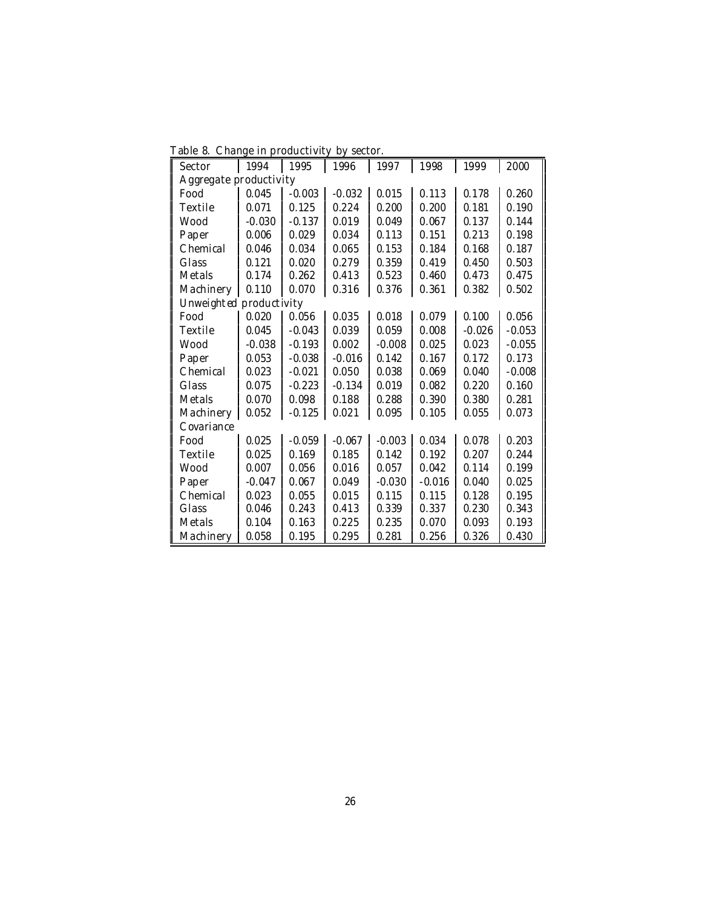Table 8. Change in productivity by sector.

| Sector | 1994 | 1995 | 1996 | 1997 | 1998 | 1999 | 2000 |
|---|---|---|---|---|---|---|---|
| Aggregate productivity | | | | | | | |
| Food | 0.045 | -0.003 | -0.032 | 0.015 | 0.113 | 0.178 | 0.260 |
| Textile | 0.071 | 0.125 | 0.224 | 0.200 | 0.200 | 0.181 | 0.190 |
| Wood | -0.030 | -0.137 | 0.019 | 0.049 | 0.067 | 0.137 | 0.144 |
| Paper | 0.006 | 0.029 | 0.034 | 0.113 | 0.151 | 0.213 | 0.198 |
| Chemical | 0.046 | 0.034 | 0.065 | 0.153 | 0.184 | 0.168 | 0.187 |
| Glass | 0.121 | 0.020 | 0.279 | 0.359 | 0.419 | 0.450 | 0.503 |
| Metals | 0.174 | 0.262 | 0.413 | 0.523 | 0.460 | 0.473 | 0.475 |
| Machinery | 0.110 | 0.070 | 0.316 | 0.376 | 0.361 | 0.382 | 0.502 |
| Unweighted productivity | | | | | | | |
| Food | 0.020 | 0.056 | 0.035 | 0.018 | 0.079 | 0.100 | 0.056 |
| Textile | 0.045 | -0.043 | 0.039 | 0.059 | 0.008 | -0.026 | -0.053 |
| Wood | -0.038 | -0.193 | 0.002 | -0.008 | 0.025 | 0.023 | -0.055 |
| Paper | 0.053 | -0.038 | -0.016 | 0.142 | 0.167 | 0.172 | 0.173 |
| Chemical | 0.023 | -0.021 | 0.050 | 0.038 | 0.069 | 0.040 | -0.008 |
| Glass | 0.075 | -0.223 | -0.134 | 0.019 | 0.082 | 0.220 | 0.160 |
| Metals | 0.070 | 0.098 | 0.188 | 0.288 | 0.390 | 0.380 | 0.281 |
| Machinery | 0.052 | -0.125 | 0.021 | 0.095 | 0.105 | 0.055 | 0.073 |
| Covariance | | | | | | | |
| Food | 0.025 | -0.059 | -0.067 | -0.003 | 0.034 | 0.078 | 0.203 |
| Textile | 0.025 | 0.169 | 0.185 | 0.142 | 0.192 | 0.207 | 0.244 |
| Wood | 0.007 | 0.056 | 0.016 | 0.057 | 0.042 | 0.114 | 0.199 |
| Paper | -0.047 | 0.067 | 0.049 | -0.030 | -0.016 | 0.040 | 0.025 |
| Chemical | 0.023 | 0.055 | 0.015 | 0.115 | 0.115 | 0.128 | 0.195 |
| Glass | 0.046 | 0.243 | 0.413 | 0.339 | 0.337 | 0.230 | 0.343 |
| Metals | 0.104 | 0.163 | 0.225 | 0.235 | 0.070 | 0.093 | 0.193 |
| Machinery | 0.058 | 0.195 | 0.295 | 0.281 | 0.256 | 0.326 | 0.430 |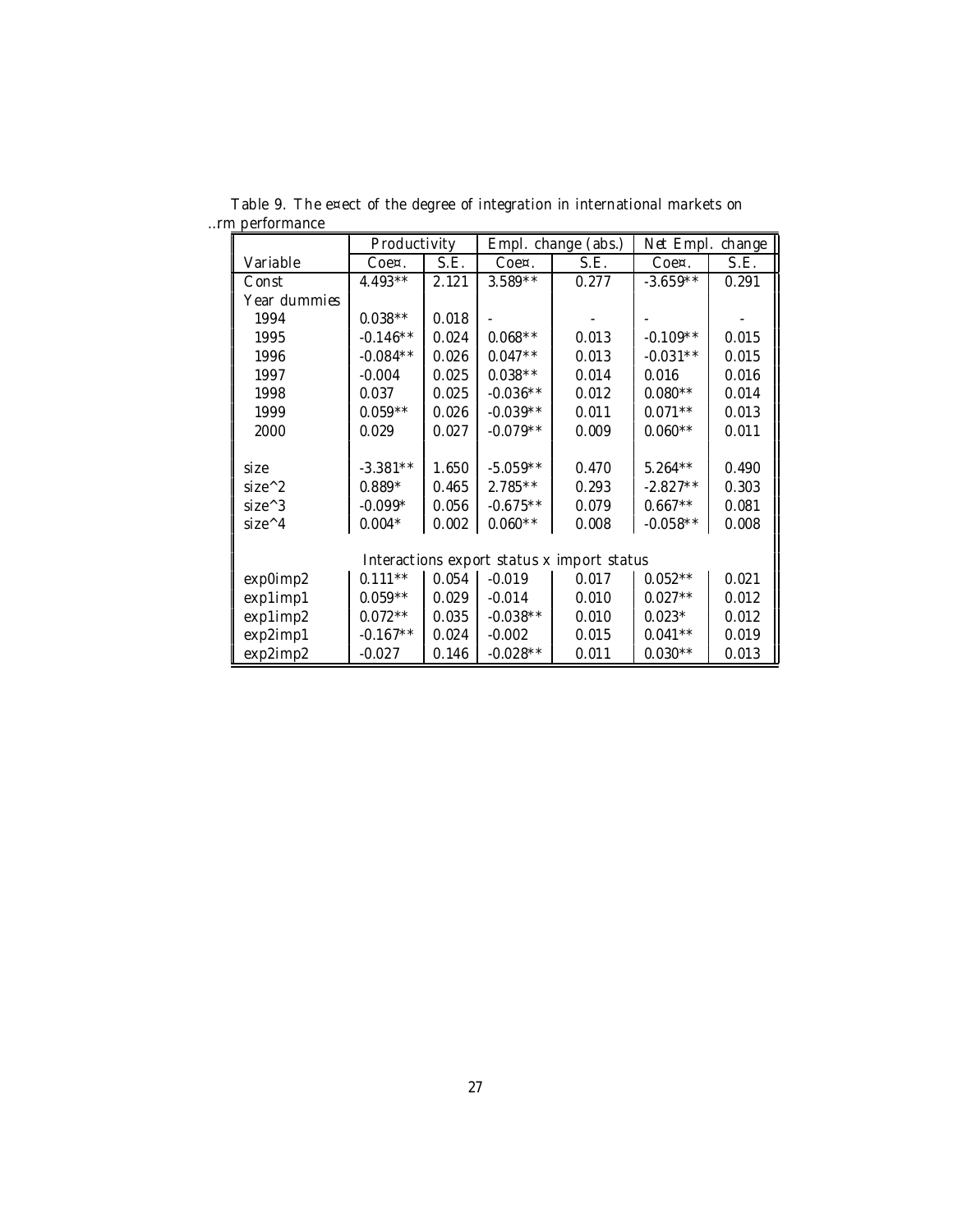Table 9. The effect of the degree of integration in international markets on firm performance

| | Productivity | | Empl. change (abs.) | | Net Empl. change | |
|---|---|---|---|---|---|---|
| Variable | Coeff. | S.E. | Coeff. | S.E. | Coeff. | S.E. |
| Const | 4.493** | 2.121 | 3.589** | 0.277 | -3.659** | 0.291 |
| Year dummies | | | | | | |
| 1994 | 0.038** | 0.018 | - | - | - | - |
| 1995 | -0.146** | 0.024 | 0.068** | 0.013 | -0.109** | 0.015 |
| 1996 | -0.084** | 0.026 | 0.047** | 0.013 | -0.031** | 0.015 |
| 1997 | -0.004 | 0.025 | 0.038** | 0.014 | 0.016 | 0.016 |
| 1998 | 0.037 | 0.025 | -0.036** | 0.012 | 0.080** | 0.014 |
| 1999 | 0.059** | 0.026 | -0.039** | 0.011 | 0.071** | 0.013 |
| 2000 | 0.029 | 0.027 | -0.079** | 0.009 | 0.060** | 0.011 |
| size | -3.381** | 1.650 | -5.059** | 0.470 | 5.264** | 0.490 |
| size^2 | 0.889* | 0.465 | 2.785** | 0.293 | -2.827** | 0.303 |
| size^3 | -0.099* | 0.056 | -0.675** | 0.079 | 0.667** | 0.081 |
| size^4 | 0.004* | 0.002 | 0.060** | 0.008 | -0.058** | 0.008 |
| Interactions export status x import status | | | | | | |
| exp0imp2 | 0.111** | 0.054 | -0.019 | 0.017 | 0.052** | 0.021 |
| exp1imp1 | 0.059** | 0.029 | -0.014 | 0.010 | 0.027** | 0.012 |
| exp1imp2 | 0.072** | 0.035 | -0.038** | 0.010 | 0.023* | 0.012 |
| exp2imp1 | -0.167** | 0.024 | -0.002 | 0.015 | 0.041** | 0.019 |
| exp2imp2 | -0.027 | 0.146 | -0.028** | 0.011 | 0.030** | 0.013 |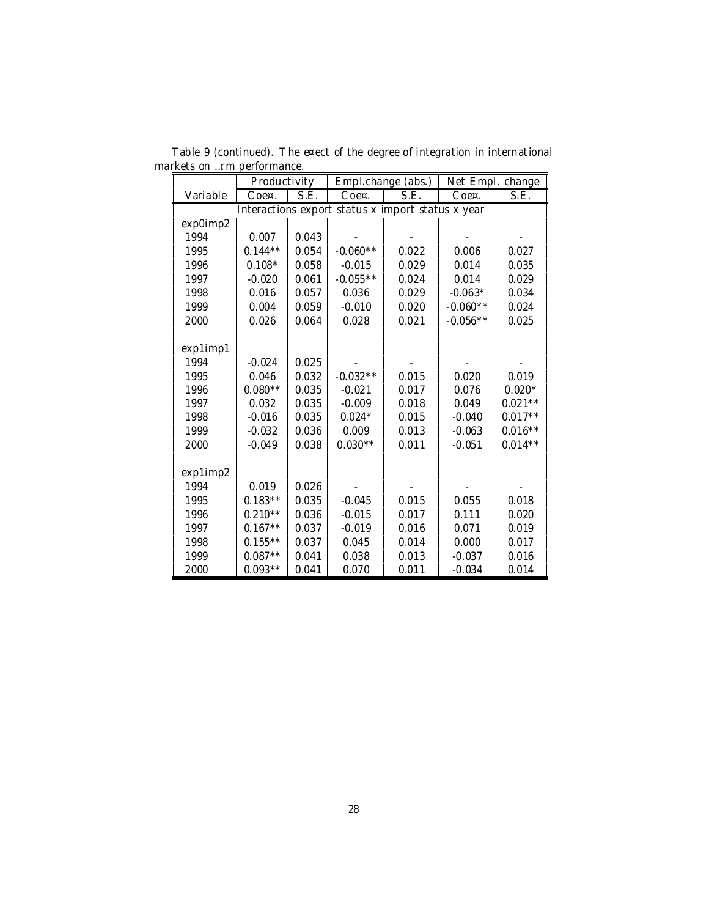Table 9 (continued). The effect of the degree of integration in international markets on firm performance.

| | Productivity | | Empl.change (abs.) | | Net Empl. change | |
|---|---|---|---|---|---|---|
| Variable | Coeff. | S.E. | Coeff. | S.E. | Coeff. | S.E. |
| Interactions export status x import status x year | | | | | | |
| exp0imp2 | | | | | | |
| 1994 | 0.007 | 0.043 | - | - | - | - |
| 1995 | 0.144** | 0.054 | -0.060** | 0.022 | 0.006 | 0.027 |
| 1996 | 0.108* | 0.058 | -0.015 | 0.029 | 0.014 | 0.035 |
| 1997 | -0.020 | 0.061 | -0.055** | 0.024 | 0.014 | 0.029 |
| 1998 | 0.016 | 0.057 | 0.036 | 0.029 | -0.063* | 0.034 |
| 1999 | 0.004 | 0.059 | -0.010 | 0.020 | -0.060** | 0.024 |
| 2000 | 0.026 | 0.064 | 0.028 | 0.021 | -0.056** | 0.025 |
| | | | | | | |
| exp1imp1 | | | | | | |
| 1994 | -0.024 | 0.025 | - | - | - | - |
| 1995 | 0.046 | 0.032 | -0.032** | 0.015 | 0.020 | 0.019 |
| 1996 | 0.080** | 0.035 | -0.021 | 0.017 | 0.076 | 0.020* |
| 1997 | 0.032 | 0.035 | -0.009 | 0.018 | 0.049 | 0.021** |
| 1998 | -0.016 | 0.035 | 0.024* | 0.015 | -0.040 | 0.017** |
| 1999 | -0.032 | 0.036 | 0.009 | 0.013 | -0.063 | 0.016** |
| 2000 | -0.049 | 0.038 | 0.030** | 0.011 | -0.051 | 0.014** |
| | | | | | | |
| exp1imp2 | | | | | | |
| 1994 | 0.019 | 0.026 | - | - | - | - |
| 1995 | 0.183** | 0.035 | -0.045 | 0.015 | 0.055 | 0.018 |
| 1996 | 0.210** | 0.036 | -0.015 | 0.017 | 0.111 | 0.020 |
| 1997 | 0.167** | 0.037 | -0.019 | 0.016 | 0.071 | 0.019 |
| 1998 | 0.155** | 0.037 | 0.045 | 0.014 | 0.000 | 0.017 |
| 1999 | 0.087** | 0.041 | 0.038 | 0.013 | -0.037 | 0.016 |
| 2000 | 0.093** | 0.041 | 0.070 | 0.011 | -0.034 | 0.014 |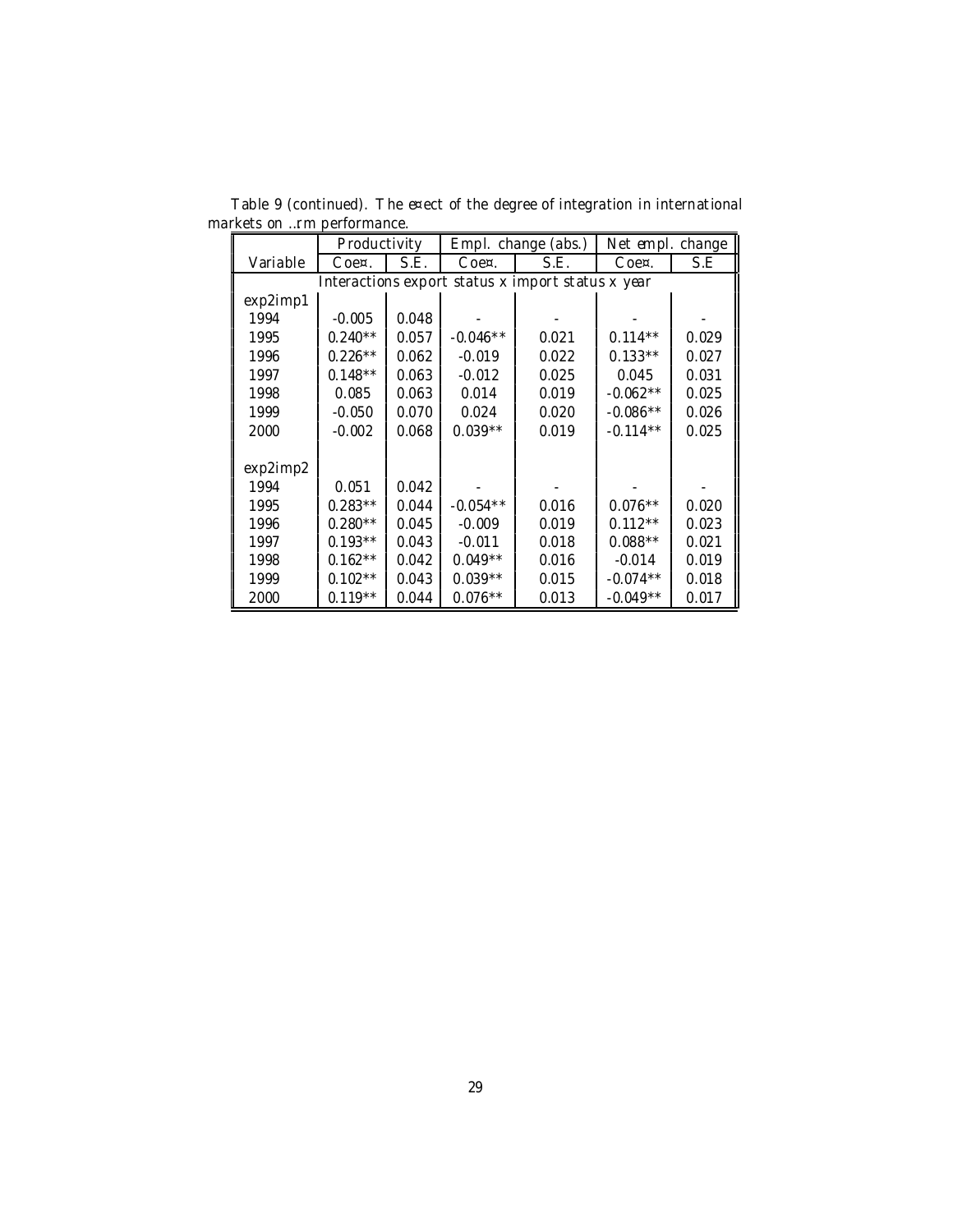Table 9 (continued). The effect of the degree of integration in international markets on firm performance.

| | Productivity | | Empl. change (abs.) | | Net empl. change | |
|---|---|---|---|---|---|---|
| Variable | Coeff. | S.E. | Coeff. | S.E. | Coeff. | S.E |
| Interactions export status x import status x year | | | | | | |
| exp2imp1 | | | | | | |
| 1994 | -0.005 | 0.048 | - | - | - | - |
| 1995 | 0.240** | 0.057 | -0.046** | 0.021 | 0.114** | 0.029 |
| 1996 | 0.226** | 0.062 | -0.019 | 0.022 | 0.133** | 0.027 |
| 1997 | 0.148** | 0.063 | -0.012 | 0.025 | 0.045 | 0.031 |
| 1998 | 0.085 | 0.063 | 0.014 | 0.019 | -0.062** | 0.025 |
| 1999 | -0.050 | 0.070 | 0.024 | 0.020 | -0.086** | 0.026 |
| 2000 | -0.002 | 0.068 | 0.039** | 0.019 | -0.114** | 0.025 |
| | | | | | | |
| exp2imp2 | | | | | | |
| 1994 | 0.051 | 0.042 | - | - | - | - |
| 1995 | 0.283** | 0.044 | -0.054** | 0.016 | 0.076** | 0.020 |
| 1996 | 0.280** | 0.045 | -0.009 | 0.019 | 0.112** | 0.023 |
| 1997 | 0.193** | 0.043 | -0.011 | 0.018 | 0.088** | 0.021 |
| 1998 | 0.162** | 0.042 | 0.049** | 0.016 | -0.014 | 0.019 |
| 1999 | 0.102** | 0.043 | 0.039** | 0.015 | -0.074** | 0.018 |
| 2000 | 0.119** | 0.044 | 0.076** | 0.013 | -0.049** | 0.017 |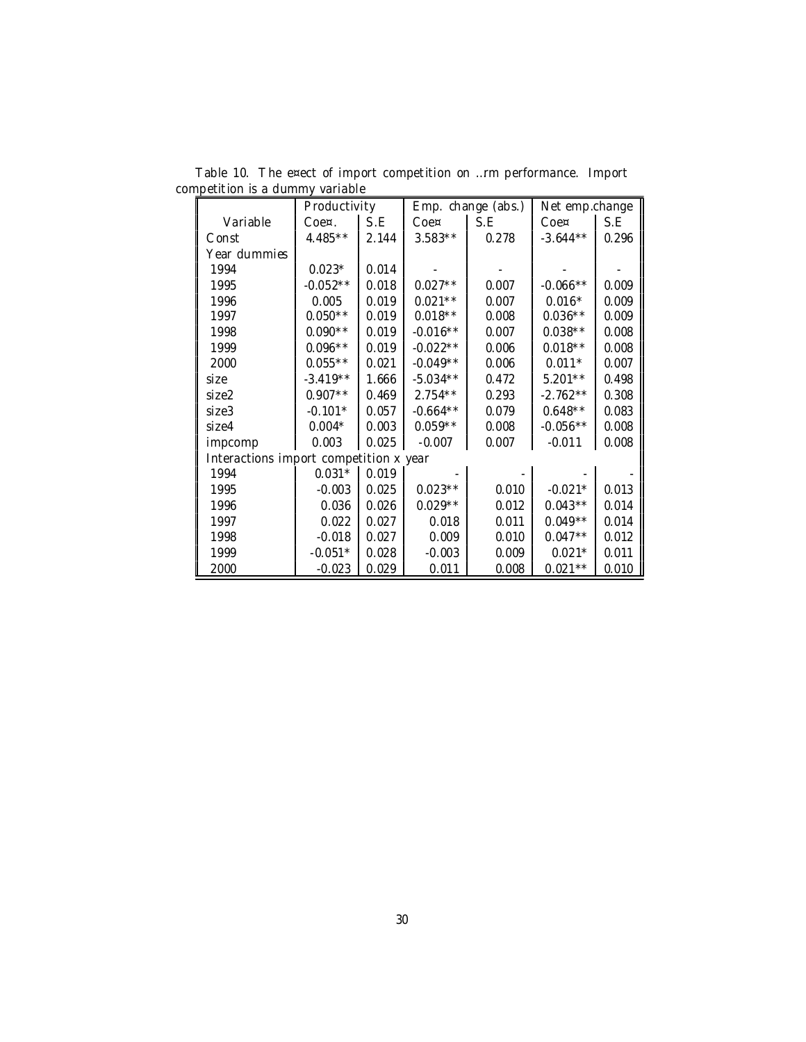Table 10. The effect of import competition on firm performance. Import competition is a dummy variable

| | Productivity | | Emp. change (abs.) | | Net emp.change | |
|---|---|---|---|---|---|---|
| Variable | Coeff. | S.E | Coeff | S.E | Coeff | S.E |
| Const | 4.485** | 2.144 | 3.583** | 0.278 | -3.644** | 0.296 |
| Year dummies | | | | | | |
| 1994 | 0.023* | 0.014 | - | - | - | - |
| 1995 | -0.052** | 0.018 | 0.027** | 0.007 | -0.066** | 0.009 |
| 1996 | 0.005 | 0.019 | 0.021** | 0.007 | 0.016* | 0.009 |
| 1997 | 0.050** | 0.019 | 0.018** | 0.008 | 0.036** | 0.009 |
| 1998 | 0.090** | 0.019 | -0.016** | 0.007 | 0.038** | 0.008 |
| 1999 | 0.096** | 0.019 | -0.022** | 0.006 | 0.018** | 0.008 |
| 2000 | 0.055** | 0.021 | -0.049** | 0.006 | 0.011* | 0.007 |
| size | -3.419** | 1.666 | -5.034** | 0.472 | 5.201** | 0.498 |
| size2 | 0.907** | 0.469 | 2.754** | 0.293 | -2.762** | 0.308 |
| size3 | -0.101* | 0.057 | -0.664** | 0.079 | 0.648** | 0.083 |
| size4 | 0.004* | 0.003 | 0.059** | 0.008 | -0.056** | 0.008 |
| impcomp | 0.003 | 0.025 | -0.007 | 0.007 | -0.011 | 0.008 |
| Interactions import competition x year | | | | | | |
| 1994 | 0.031* | 0.019 | - | - | - | - |
| 1995 | -0.003 | 0.025 | 0.023** | 0.010 | -0.021* | 0.013 |
| 1996 | 0.036 | 0.026 | 0.029** | 0.012 | 0.043** | 0.014 |
| 1997 | 0.022 | 0.027 | 0.018 | 0.011 | 0.049** | 0.014 |
| 1998 | -0.018 | 0.027 | 0.009 | 0.010 | 0.047** | 0.012 |
| 1999 | -0.051* | 0.028 | -0.003 | 0.009 | 0.021* | 0.011 |
| 2000 | -0.023 | 0.029 | 0.011 | 0.008 | 0.021** | 0.010 |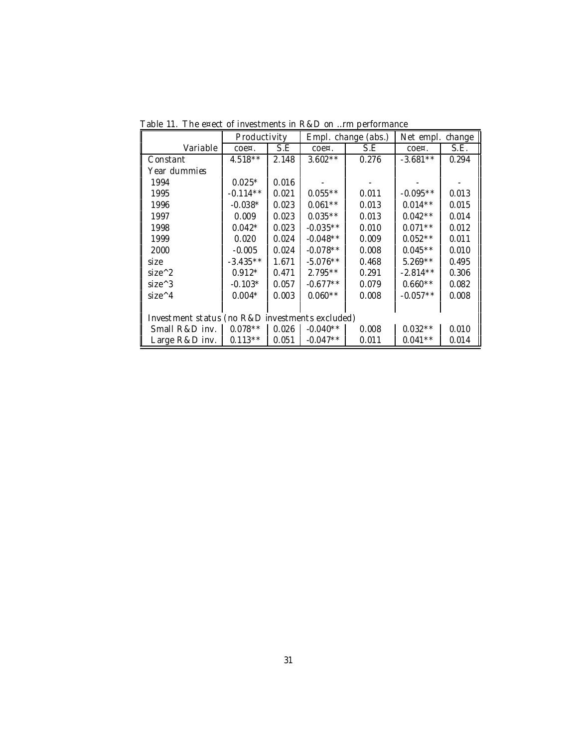Table 11. The effect of investments in R&D on firm performance

| | Productivity | | Empl. change (abs.) | | Net empl. change | |
|---|---|---|---|---|---|---|
| Variable | coeff. | S.E | coeff. | S.E | coeff. | S.E. |
| Constant | 4.518** | 2.148 | 3.602** | 0.276 | -3.681** | 0.294 |
| Year dummies | | | | | | |
| 1994 | 0.025* | 0.016 | - | - | - | - |
| 1995 | -0.114** | 0.021 | 0.055** | 0.011 | -0.095** | 0.013 |
| 1996 | -0.038* | 0.023 | 0.061** | 0.013 | 0.014** | 0.015 |
| 1997 | 0.009 | 0.023 | 0.035** | 0.013 | 0.042** | 0.014 |
| 1998 | 0.042* | 0.023 | -0.035** | 0.010 | 0.071** | 0.012 |
| 1999 | 0.020 | 0.024 | -0.048** | 0.009 | 0.052** | 0.011 |
| 2000 | -0.005 | 0.024 | -0.078** | 0.008 | 0.045** | 0.010 |
| size | -3.435** | 1.671 | -5.076** | 0.468 | 5.269** | 0.495 |
| size^2 | 0.912* | 0.471 | 2.795** | 0.291 | -2.814** | 0.306 |
| size^3 | -0.103* | 0.057 | -0.677** | 0.079 | 0.660** | 0.082 |
| size^4 | 0.004* | 0.003 | 0.060** | 0.008 | -0.057** | 0.008 |
| | | | | | | |
| Investment status (no R&D investments excluded) | | | | | | |
| Small R&D inv. | 0.078** | 0.026 | -0.040** | 0.008 | 0.032** | 0.010 |
| Large R&D inv. | 0.113** | 0.051 | -0.047** | 0.011 | 0.041** | 0.014 |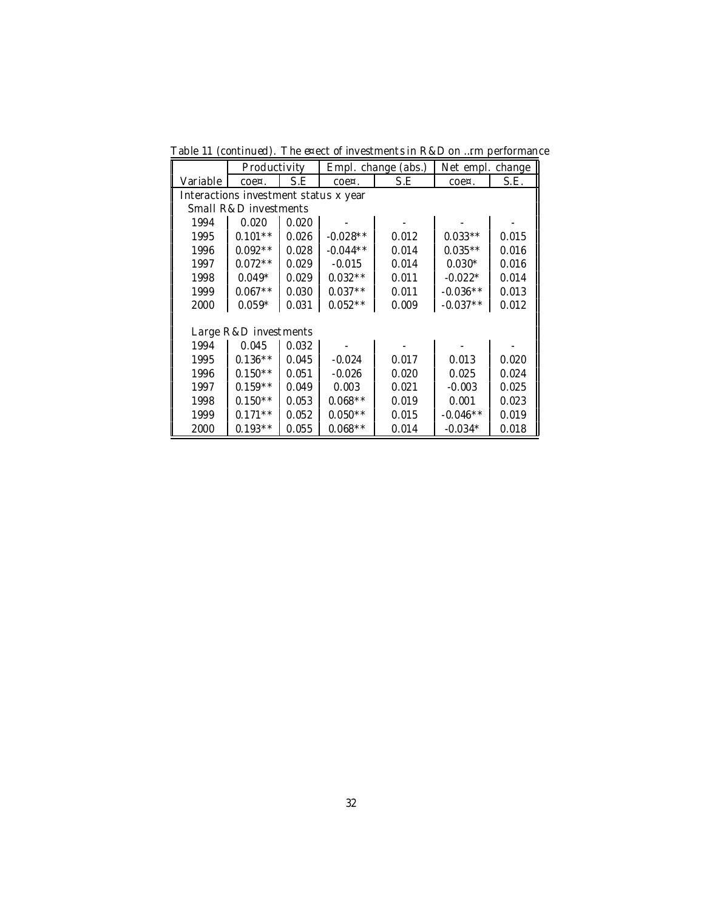Table 11 (continued). The effect of investments in R&D on firm performance

| | Productivity | | Empl. change (abs.) | | Net empl. change | |
|---|---|---|---|---|---|---|
| Variable | coeff. | S.E | coeff. | S.E | coeff. | S.E. |
| Interactions investment status x year | | | | | | |
| Small R&D investments | | | | | | |
| 1994 | 0.020 | 0.020 | - | - | - | - |
| 1995 | 0.101** | 0.026 | -0.028** | 0.012 | 0.033** | 0.015 |
| 1996 | 0.092** | 0.028 | -0.044** | 0.014 | 0.035** | 0.016 |
| 1997 | 0.072** | 0.029 | -0.015 | 0.014 | 0.030* | 0.016 |
| 1998 | 0.049* | 0.029 | 0.032** | 0.011 | -0.022* | 0.014 |
| 1999 | 0.067** | 0.030 | 0.037** | 0.011 | -0.036** | 0.013 |
| 2000 | 0.059* | 0.031 | 0.052** | 0.009 | -0.037** | 0.012 |
| Large R&D investments | | | | | | |
| 1994 | 0.045 | 0.032 | - | - | - | - |
| 1995 | 0.136** | 0.045 | -0.024 | 0.017 | 0.013 | 0.020 |
| 1996 | 0.150** | 0.051 | -0.026 | 0.020 | 0.025 | 0.024 |
| 1997 | 0.159** | 0.049 | 0.003 | 0.021 | -0.003 | 0.025 |
| 1998 | 0.150** | 0.053 | 0.068** | 0.019 | 0.001 | 0.023 |
| 1999 | 0.171** | 0.052 | 0.050** | 0.015 | -0.046** | 0.019 |
| 2000 | 0.193** | 0.055 | 0.068** | 0.014 | -0.034* | 0.018 |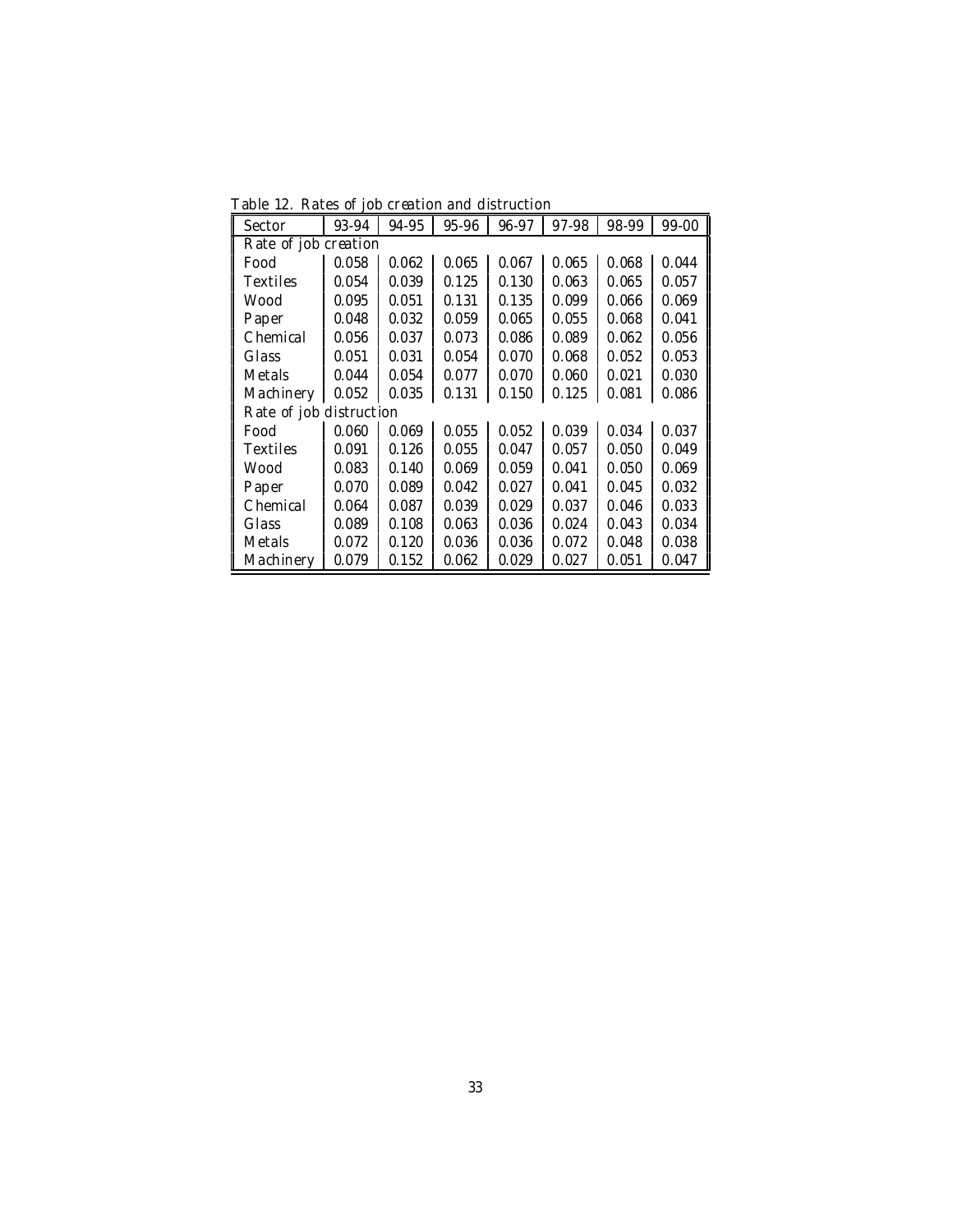Table 12. Rates of job creation and distruction

| Sector | 93-94 | 94-95 | 95-96 | 96-97 | 97-98 | 98-99 | 99-00 |
|---|---|---|---|---|---|---|---|
| Rate of job creation | | | | | | | |
| Food | 0.058 | 0.062 | 0.065 | 0.067 | 0.065 | 0.068 | 0.044 |
| Textiles | 0.054 | 0.039 | 0.125 | 0.130 | 0.063 | 0.065 | 0.057 |
| Wood | 0.095 | 0.051 | 0.131 | 0.135 | 0.099 | 0.066 | 0.069 |
| Paper | 0.048 | 0.032 | 0.059 | 0.065 | 0.055 | 0.068 | 0.041 |
| Chemical | 0.056 | 0.037 | 0.073 | 0.086 | 0.089 | 0.062 | 0.056 |
| Glass | 0.051 | 0.031 | 0.054 | 0.070 | 0.068 | 0.052 | 0.053 |
| Metals | 0.044 | 0.054 | 0.077 | 0.070 | 0.060 | 0.021 | 0.030 |
| Machinery | 0.052 | 0.035 | 0.131 | 0.150 | 0.125 | 0.081 | 0.086 |
| Rate of job distruction | | | | | | | |
| Food | 0.060 | 0.069 | 0.055 | 0.052 | 0.039 | 0.034 | 0.037 |
| Textiles | 0.091 | 0.126 | 0.055 | 0.047 | 0.057 | 0.050 | 0.049 |
| Wood | 0.083 | 0.140 | 0.069 | 0.059 | 0.041 | 0.050 | 0.069 |
| Paper | 0.070 | 0.089 | 0.042 | 0.027 | 0.041 | 0.045 | 0.032 |
| Chemical | 0.064 | 0.087 | 0.039 | 0.029 | 0.037 | 0.046 | 0.033 |
| Glass | 0.089 | 0.108 | 0.063 | 0.036 | 0.024 | 0.043 | 0.034 |
| Metals | 0.072 | 0.120 | 0.036 | 0.036 | 0.072 | 0.048 | 0.038 |
| Machinery | 0.079 | 0.152 | 0.062 | 0.029 | 0.027 | 0.051 | 0.047 |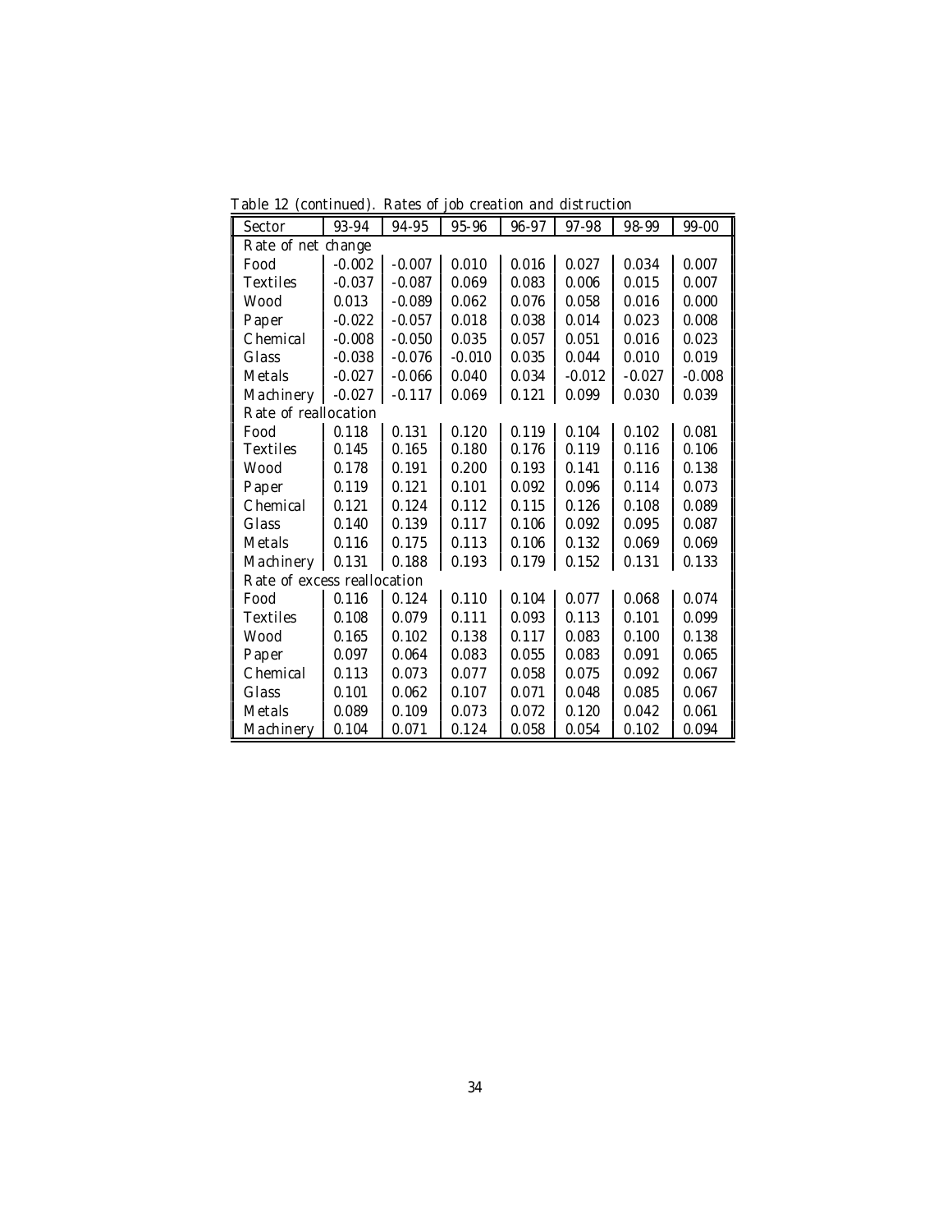Table 12 (continued). Rates of job creation and distruction

| Sector | 93-94 | 94-95 | 95-96 | 96-97 | 97-98 | 98-99 | 99-00 |
|---|---|---|---|---|---|---|---|
| Rate of net change | | | | | | | |
| Food | -0.002 | -0.007 | 0.010 | 0.016 | 0.027 | 0.034 | 0.007 |
| Textiles | -0.037 | -0.087 | 0.069 | 0.083 | 0.006 | 0.015 | 0.007 |
| Wood | 0.013 | -0.089 | 0.062 | 0.076 | 0.058 | 0.016 | 0.000 |
| Paper | -0.022 | -0.057 | 0.018 | 0.038 | 0.014 | 0.023 | 0.008 |
| Chemical | -0.008 | -0.050 | 0.035 | 0.057 | 0.051 | 0.016 | 0.023 |
| Glass | -0.038 | -0.076 | -0.010 | 0.035 | 0.044 | 0.010 | 0.019 |
| Metals | -0.027 | -0.066 | 0.040 | 0.034 | -0.012 | -0.027 | -0.008 |
| Machinery | -0.027 | -0.117 | 0.069 | 0.121 | 0.099 | 0.030 | 0.039 |
| Rate of reallocation | | | | | | | |
| Food | 0.118 | 0.131 | 0.120 | 0.119 | 0.104 | 0.102 | 0.081 |
| Textiles | 0.145 | 0.165 | 0.180 | 0.176 | 0.119 | 0.116 | 0.106 |
| Wood | 0.178 | 0.191 | 0.200 | 0.193 | 0.141 | 0.116 | 0.138 |
| Paper | 0.119 | 0.121 | 0.101 | 0.092 | 0.096 | 0.114 | 0.073 |
| Chemical | 0.121 | 0.124 | 0.112 | 0.115 | 0.126 | 0.108 | 0.089 |
| Glass | 0.140 | 0.139 | 0.117 | 0.106 | 0.092 | 0.095 | 0.087 |
| Metals | 0.116 | 0.175 | 0.113 | 0.106 | 0.132 | 0.069 | 0.069 |
| Machinery | 0.131 | 0.188 | 0.193 | 0.179 | 0.152 | 0.131 | 0.133 |
| Rate of excess reallocation | | | | | | | |
| Food | 0.116 | 0.124 | 0.110 | 0.104 | 0.077 | 0.068 | 0.074 |
| Textiles | 0.108 | 0.079 | 0.111 | 0.093 | 0.113 | 0.101 | 0.099 |
| Wood | 0.165 | 0.102 | 0.138 | 0.117 | 0.083 | 0.100 | 0.138 |
| Paper | 0.097 | 0.064 | 0.083 | 0.055 | 0.083 | 0.091 | 0.065 |
| Chemical | 0.113 | 0.073 | 0.077 | 0.058 | 0.075 | 0.092 | 0.067 |
| Glass | 0.101 | 0.062 | 0.107 | 0.071 | 0.048 | 0.085 | 0.067 |
| Metals | 0.089 | 0.109 | 0.073 | 0.072 | 0.120 | 0.042 | 0.061 |
| Machinery | 0.104 | 0.071 | 0.124 | 0.058 | 0.054 | 0.102 | 0.094 |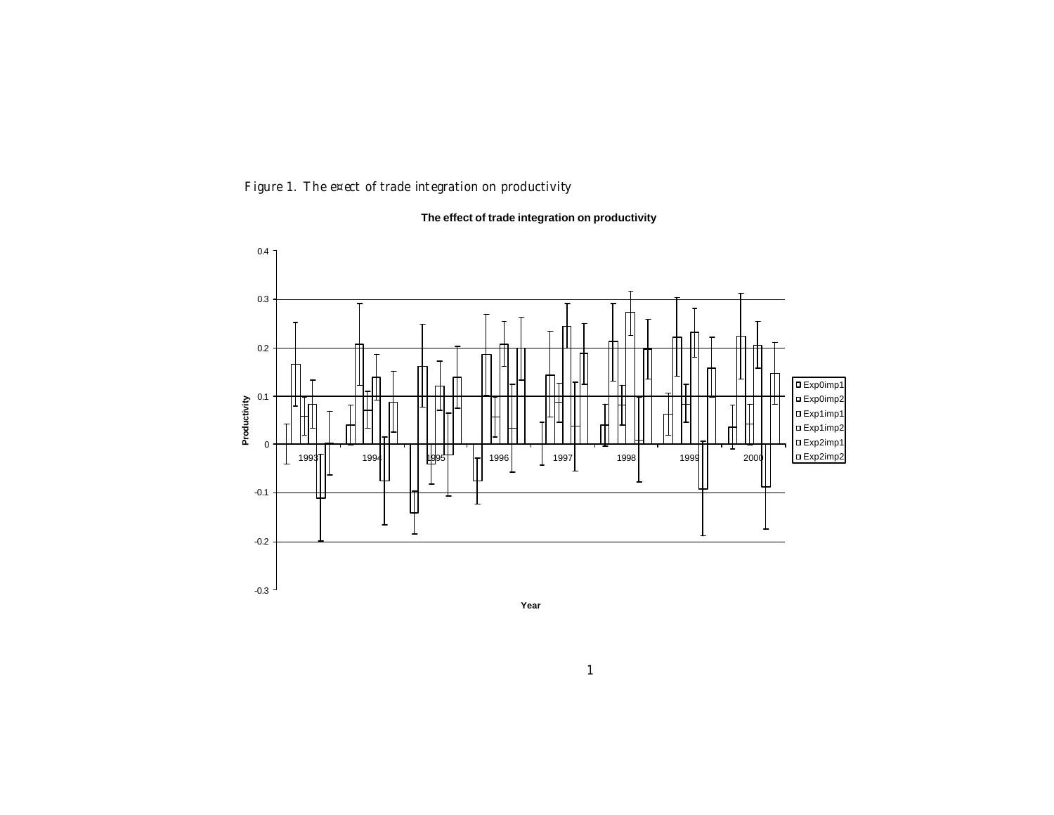Figure 1. The effect of trade integration on productivity

**The effect of trade integration on productivity**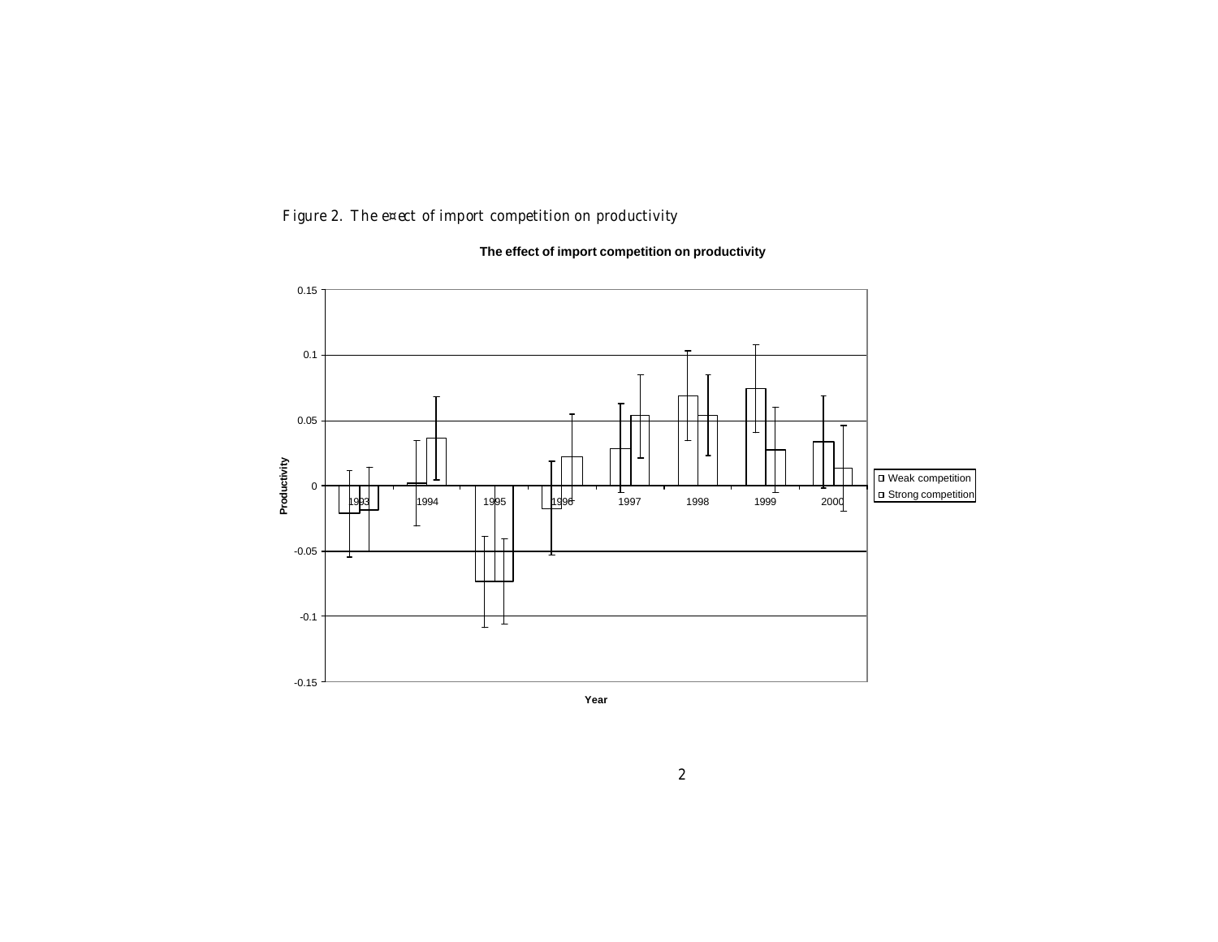*Figure 2. The effect of import competition on productivity*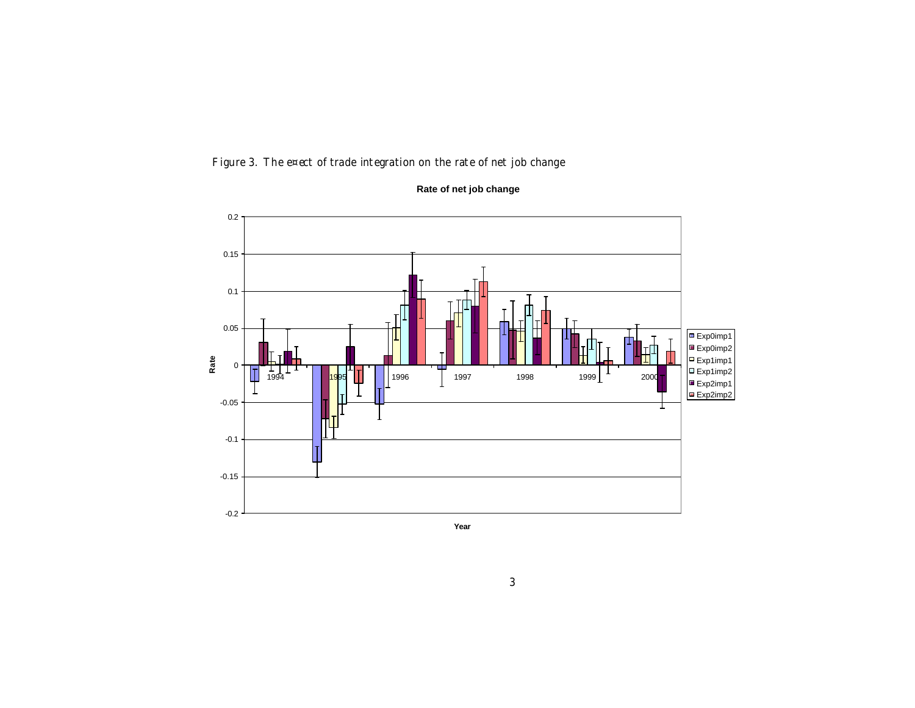Figure 3. The effect of trade integration on the rate of net job change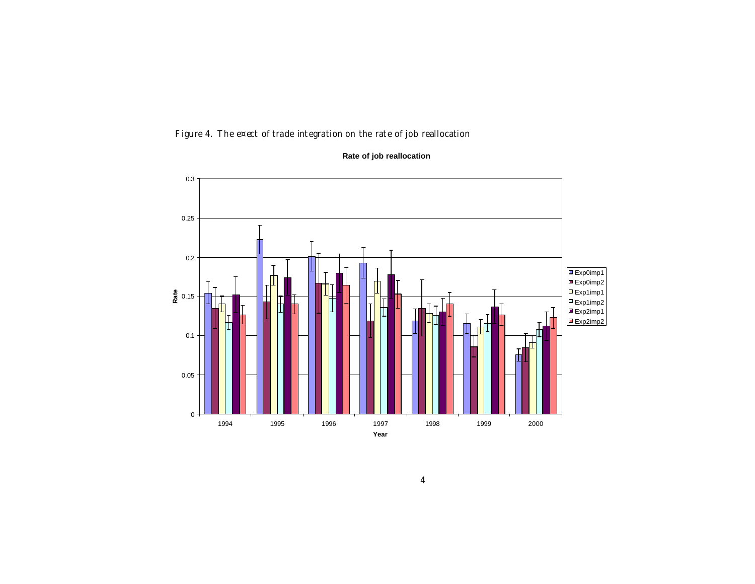Figure 4. The effect of trade integration on the rate of job reallocation

**Rate of job reallocation**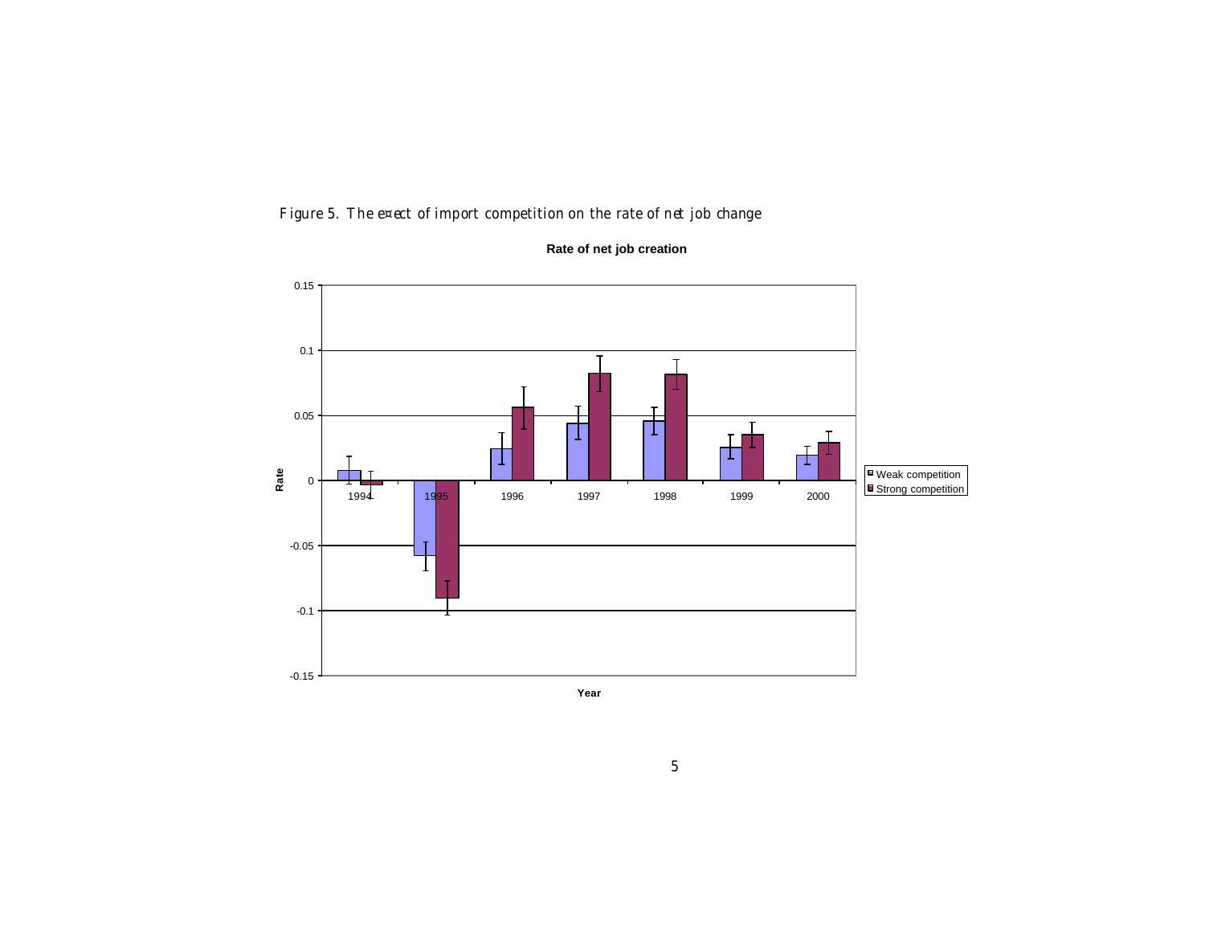Figure 5. The effect of import competition on the rate of net job change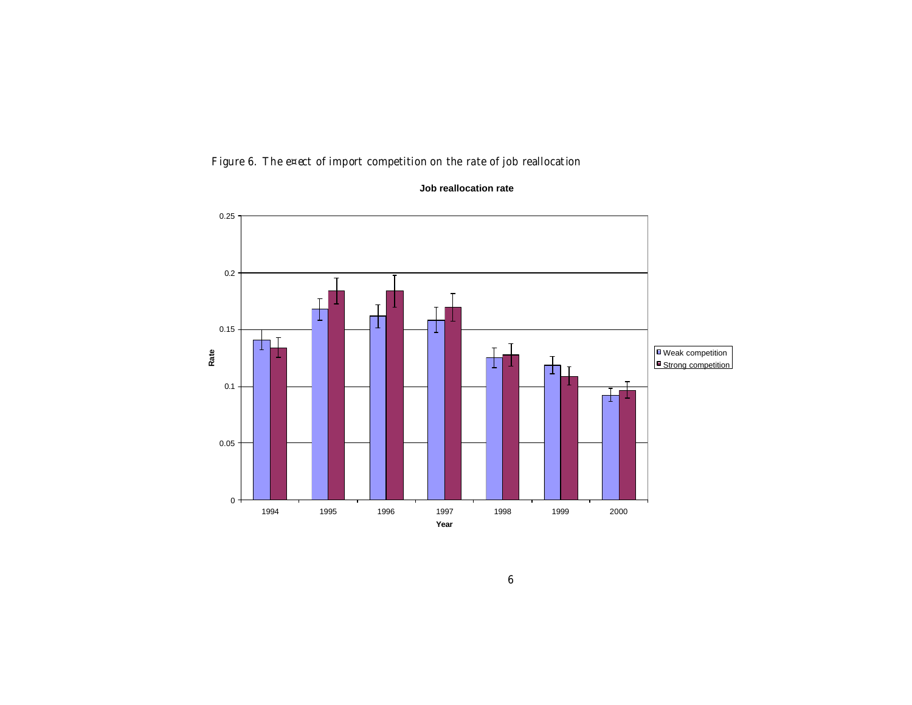Figure 6. The effect of import competition on the rate of job reallocation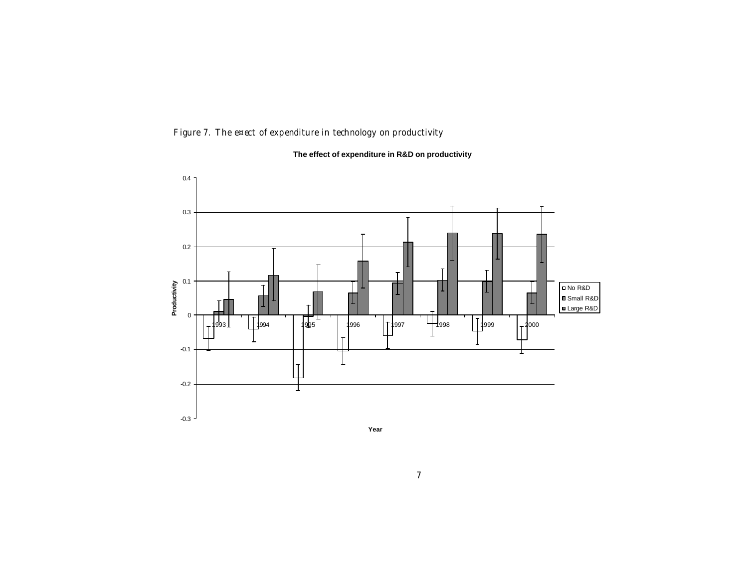Figure 7. The e¤ect of expenditure in technology on productivity

**The effect of expenditure in R&D on productivity**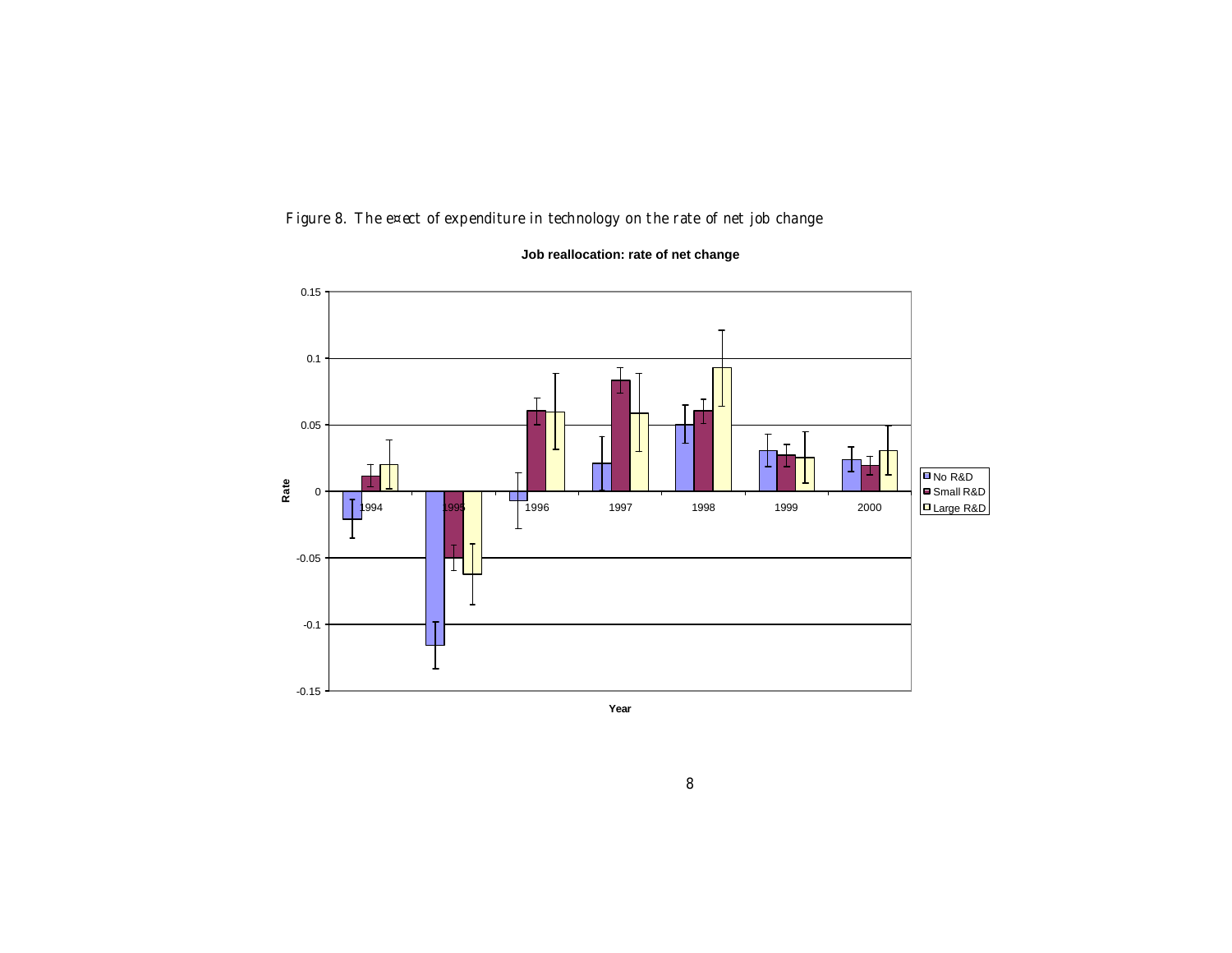Figure 8. The effect of expenditure in technology on the rate of net job change

**Job reallocation: rate of net change**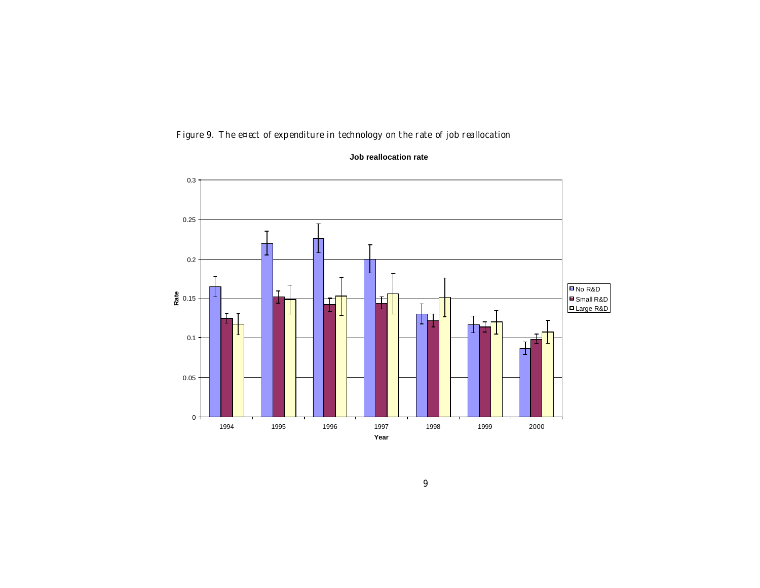Figure 9. The e¤ect of expenditure in technology on the rate of job reallocation

**Job reallocation rate**

Rate

Year

No R&D
Small R&D
Large R&D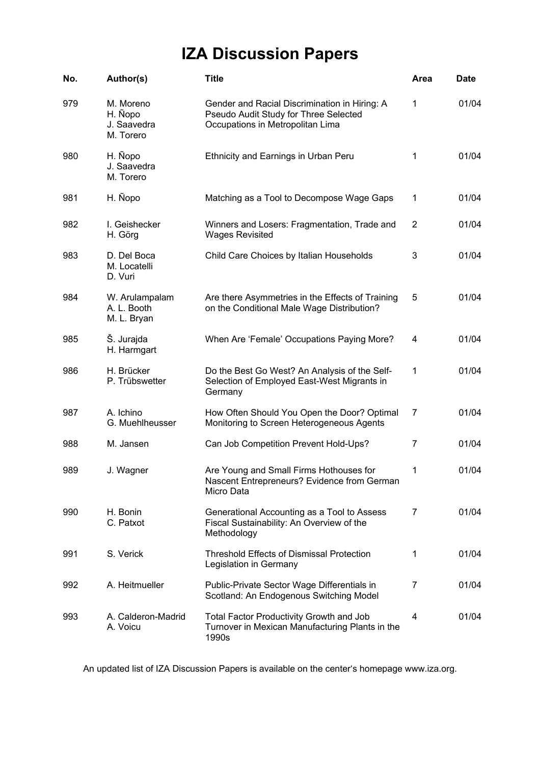# IZA Discussion Papers

| No. | Author(s) | Title | Area | Date |
|---|---|---|---|---|
| 979 | M. Moreno<br>H. Ñopo<br>J. Saavedra<br>M. Torero | Gender and Racial Discrimination in Hiring: A Pseudo Audit Study for Three Selected Occupations in Metropolitan Lima | 1 | 01/04 |
| 980 | H. Ñopo<br>J. Saavedra<br>M. Torero | Ethnicity and Earnings in Urban Peru | 1 | 01/04 |
| 981 | H. Ñopo | Matching as a Tool to Decompose Wage Gaps | 1 | 01/04 |
| 982 | I. Geishecker<br>H. Görg | Winners and Losers: Fragmentation, Trade and Wages Revisited | 2 | 01/04 |
| 983 | D. Del Boca<br>M. Locatelli<br>D. Vuri | Child Care Choices by Italian Households | 3 | 01/04 |
| 984 | W. Arulampalam<br>A. L. Booth<br>M. L. Bryan | Are there Asymmetries in the Effects of Training on the Conditional Male Wage Distribution? | 5 | 01/04 |
| 985 | Š. Jurajda<br>H. Harmgart | When Are 'Female' Occupations Paying More? | 4 | 01/04 |
| 986 | H. Brücker<br>P. Trübswetter | Do the Best Go West? An Analysis of the Self-Selection of Employed East-West Migrants in Germany | 1 | 01/04 |
| 987 | A. Ichino<br>G. Muehlheusser | How Often Should You Open the Door? Optimal Monitoring to Screen Heterogeneous Agents | 7 | 01/04 |
| 988 | M. Jansen | Can Job Competition Prevent Hold-Ups? | 7 | 01/04 |
| 989 | J. Wagner | Are Young and Small Firms Hothouses for Nascent Entrepreneurs? Evidence from German Micro Data | 1 | 01/04 |
| 990 | H. Bonin<br>C. Patxot | Generational Accounting as a Tool to Assess Fiscal Sustainability: An Overview of the Methodology | 7 | 01/04 |
| 991 | S. Verick | Threshold Effects of Dismissal Protection Legislation in Germany | 1 | 01/04 |
| 992 | A. Heitmueller | Public-Private Sector Wage Differentials in Scotland: An Endogenous Switching Model | 7 | 01/04 |
| 993 | A. Calderon-Madrid<br>A. Voicu | Total Factor Productivity Growth and Job Turnover in Mexican Manufacturing Plants in the 1990s | 4 | 01/04 |

An updated list of IZA Discussion Papers is available on the center's homepage www.iza.org.